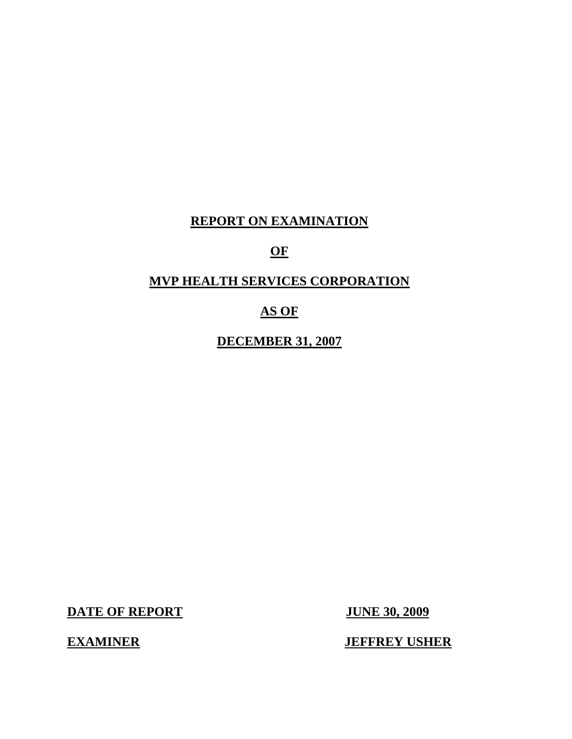# REPORT ON EXAMINATION

# OF

# MVP HEALTH SERVICES CORPORATION

# AS OF

# DECEMBER 31, 2007

| | |
|---|---|
| **DATE OF REPORT** | **JUNE 30, 2009** |
| **EXAMINER** | **JEFFREY USHER** |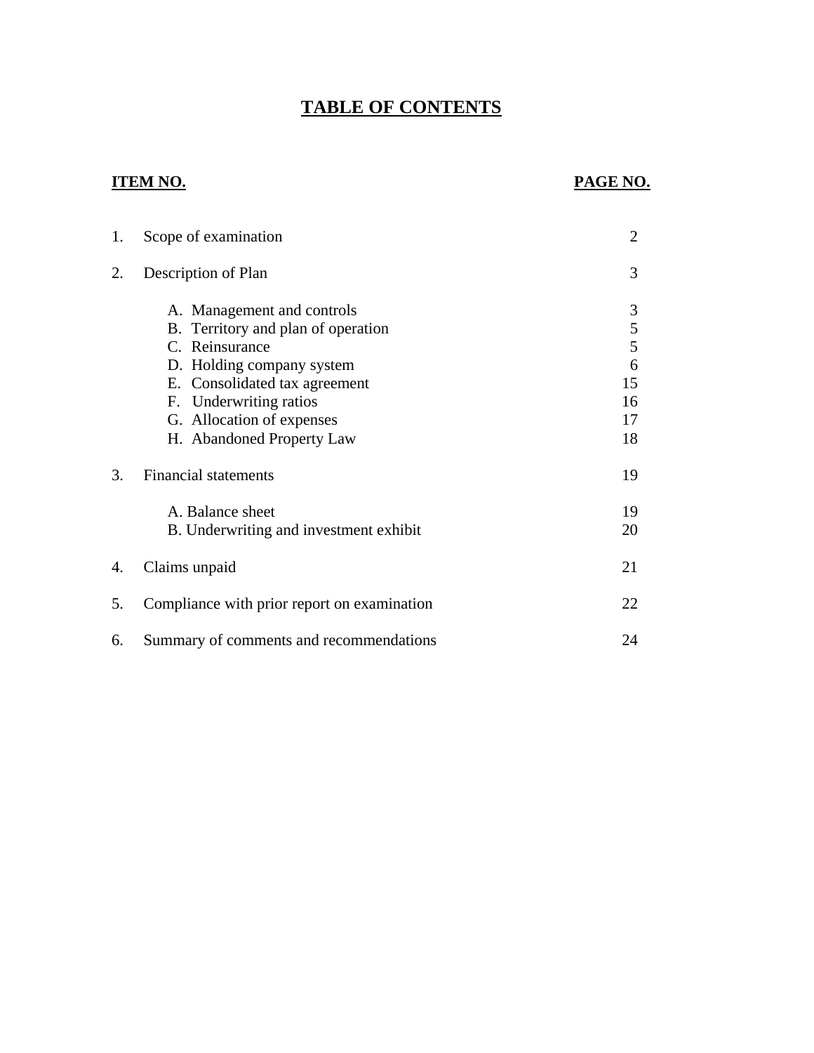# TABLE OF CONTENTS

| ITEM NO. | | PAGE NO. |
|---|---|---|
| 1. | Scope of examination | 2 |
| 2. | Description of Plan | 3 |
| | A. Management and controls | 3 |
| | B. Territory and plan of operation | 5 |
| | C. Reinsurance | 5 |
| | D. Holding company system | 6 |
| | E. Consolidated tax agreement | 15 |
| | F. Underwriting ratios | 16 |
| | G. Allocation of expenses | 17 |
| | H. Abandoned Property Law | 18 |
| 3. | Financial statements | 19 |
| | A. Balance sheet | 19 |
| | B. Underwriting and investment exhibit | 20 |
| 4. | Claims unpaid | 21 |
| 5. | Compliance with prior report on examination | 22 |
| 6. | Summary of comments and recommendations | 24 |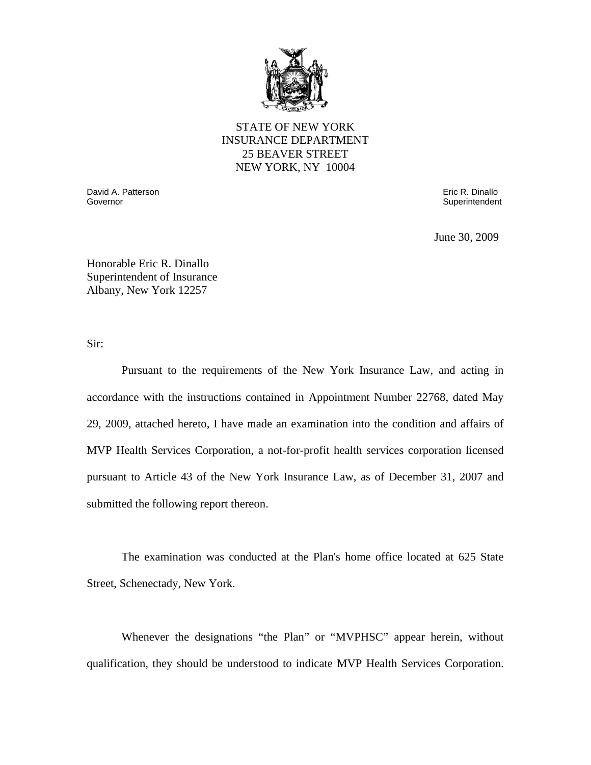STATE OF NEW YORK
INSURANCE DEPARTMENT
25 BEAVER STREET
NEW YORK, NY 10004

David A. Patterson
Governor

Eric R. Dinallo
Superintendent

June 30, 2009

Honorable Eric R. Dinallo
Superintendent of Insurance
Albany, New York 12257

Sir:

Pursuant to the requirements of the New York Insurance Law, and acting in accordance with the instructions contained in Appointment Number 22768, dated May 29, 2009, attached hereto, I have made an examination into the condition and affairs of MVP Health Services Corporation, a not-for-profit health services corporation licensed pursuant to Article 43 of the New York Insurance Law, as of December 31, 2007 and submitted the following report thereon.

The examination was conducted at the Plan's home office located at 625 State Street, Schenectady, New York.

Whenever the designations "the Plan" or "MVPHSC" appear herein, without qualification, they should be understood to indicate MVP Health Services Corporation.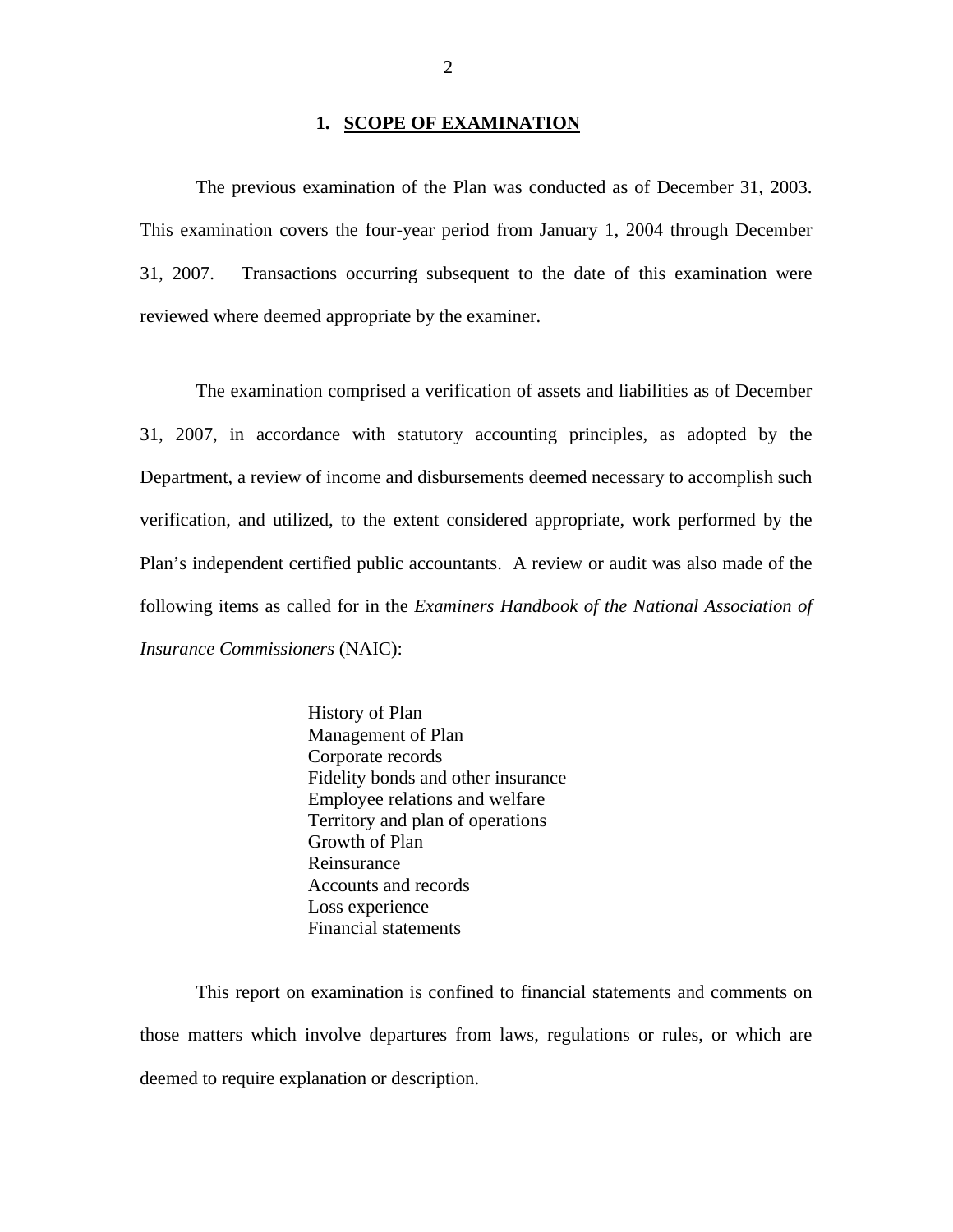## 1. SCOPE OF EXAMINATION

The previous examination of the Plan was conducted as of December 31, 2003. This examination covers the four-year period from January 1, 2004 through December 31, 2007. Transactions occurring subsequent to the date of this examination were reviewed where deemed appropriate by the examiner.

The examination comprised a verification of assets and liabilities as of December 31, 2007, in accordance with statutory accounting principles, as adopted by the Department, a review of income and disbursements deemed necessary to accomplish such verification, and utilized, to the extent considered appropriate, work performed by the Plan's independent certified public accountants. A review or audit was also made of the following items as called for in the *Examiners Handbook of the National Association of Insurance Commissioners* (NAIC):

History of Plan
Management of Plan
Corporate records
Fidelity bonds and other insurance
Employee relations and welfare
Territory and plan of operations
Growth of Plan
Reinsurance
Accounts and records
Loss experience
Financial statements

This report on examination is confined to financial statements and comments on those matters which involve departures from laws, regulations or rules, or which are deemed to require explanation or description.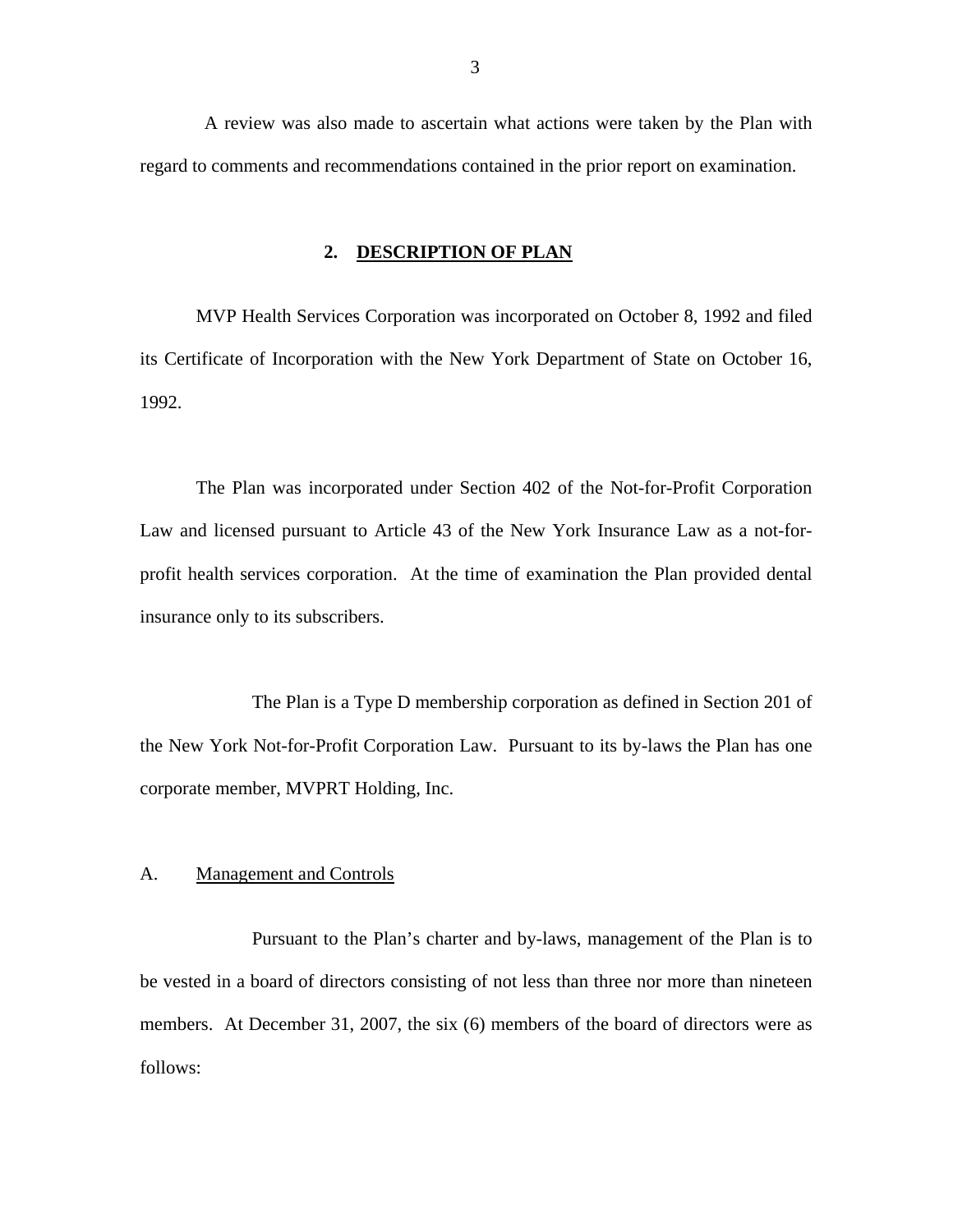A review was also made to ascertain what actions were taken by the Plan with regard to comments and recommendations contained in the prior report on examination.

## 2. DESCRIPTION OF PLAN

MVP Health Services Corporation was incorporated on October 8, 1992 and filed its Certificate of Incorporation with the New York Department of State on October 16, 1992.

The Plan was incorporated under Section 402 of the Not-for-Profit Corporation Law and licensed pursuant to Article 43 of the New York Insurance Law as a not-for-profit health services corporation. At the time of examination the Plan provided dental insurance only to its subscribers.

The Plan is a Type D membership corporation as defined in Section 201 of the New York Not-for-Profit Corporation Law. Pursuant to its by-laws the Plan has one corporate member, MVPRT Holding, Inc.

### A. Management and Controls

Pursuant to the Plan's charter and by-laws, management of the Plan is to be vested in a board of directors consisting of not less than three nor more than nineteen members. At December 31, 2007, the six (6) members of the board of directors were as follows: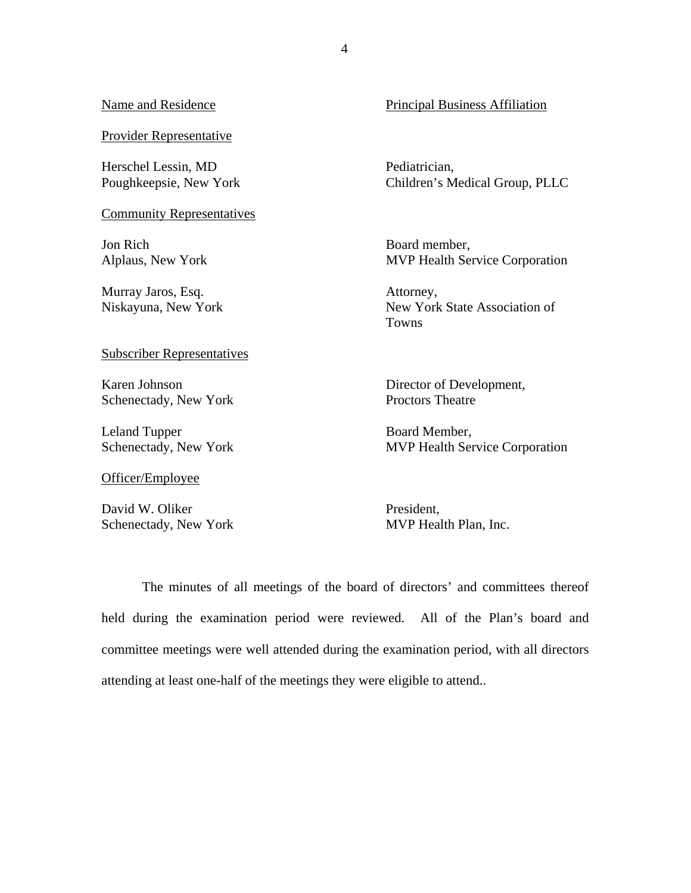| Name and Residence | Principal Business Affiliation |
|---|---|
| Provider Representative | |
| Herschel Lessin, MD<br>Poughkeepsie, New York | Pediatrician,<br>Children's Medical Group, PLLC |
| Community Representatives | |
| Jon Rich<br>Alplaus, New York | Board member,<br>MVP Health Service Corporation |
| Murray Jaros, Esq.<br>Niskayuna, New York | Attorney,<br>New York State Association of Towns |
| Subscriber Representatives | |
| Karen Johnson<br>Schenectady, New York | Director of Development,<br>Proctors Theatre |
| Leland Tupper<br>Schenectady, New York | Board Member,<br>MVP Health Service Corporation |
| Officer/Employee | |
| David W. Oliker<br>Schenectady, New York | President,<br>MVP Health Plan, Inc. |

The minutes of all meetings of the board of directors' and committees thereof held during the examination period were reviewed. All of the Plan's board and committee meetings were well attended during the examination period, with all directors attending at least one-half of the meetings they were eligible to attend..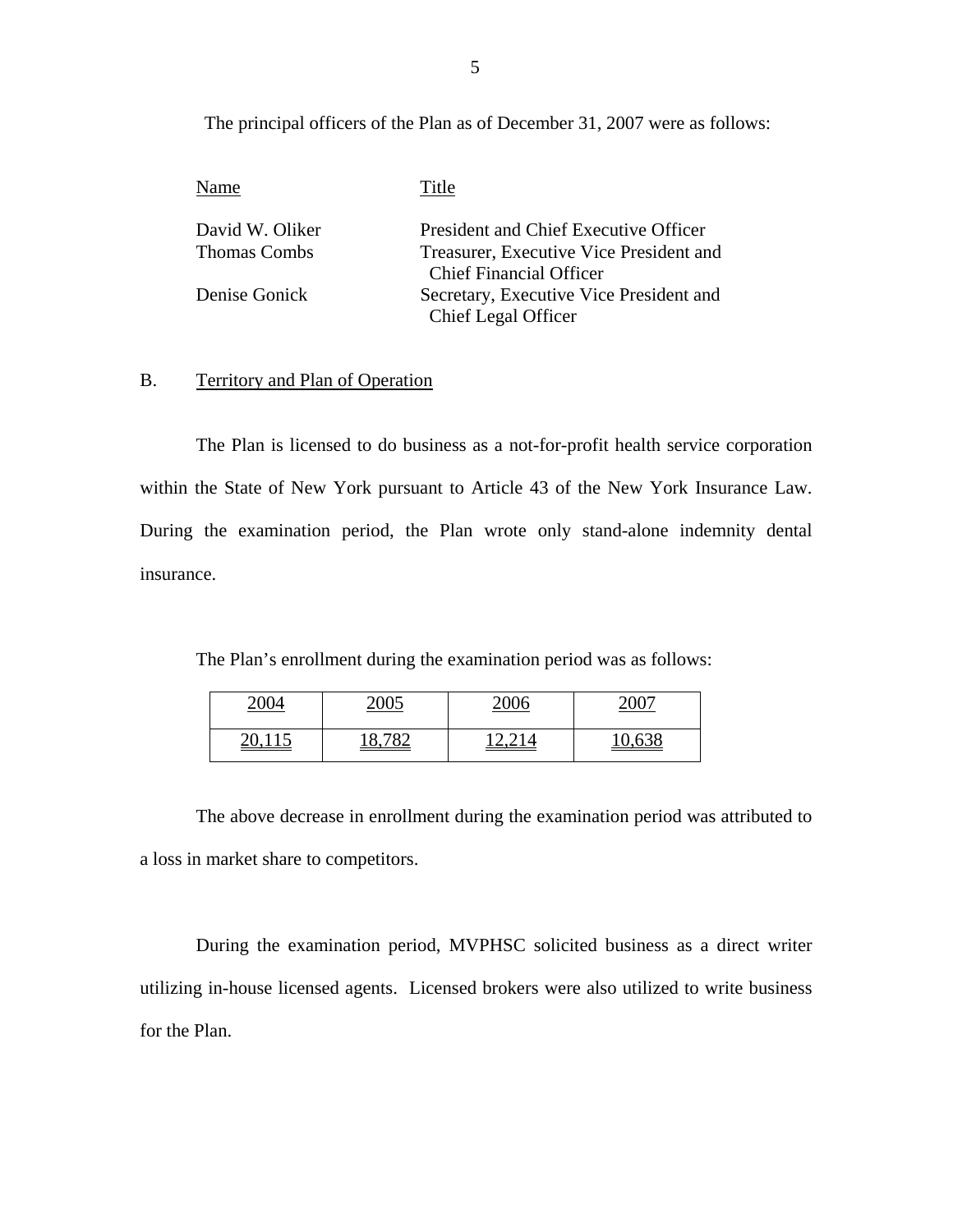The principal officers of the Plan as of December 31, 2007 were as follows:

| Name | Title |
|---|---|
| David W. Oliker | President and Chief Executive Officer |
| Thomas Combs | Treasurer, Executive Vice President and Chief Financial Officer |
| Denise Gonick | Secretary, Executive Vice President and Chief Legal Officer |

## B. Territory and Plan of Operation

The Plan is licensed to do business as a not-for-profit health service corporation within the State of New York pursuant to Article 43 of the New York Insurance Law. During the examination period, the Plan wrote only stand-alone indemnity dental insurance.

The Plan's enrollment during the examination period was as follows:

| 2004 | 2005 | 2006 | 2007 |
|---|---|---|---|
| 20,115 | 18,782 | 12,214 | 10,638 |

The above decrease in enrollment during the examination period was attributed to a loss in market share to competitors.

During the examination period, MVPHSC solicited business as a direct writer utilizing in-house licensed agents. Licensed brokers were also utilized to write business for the Plan.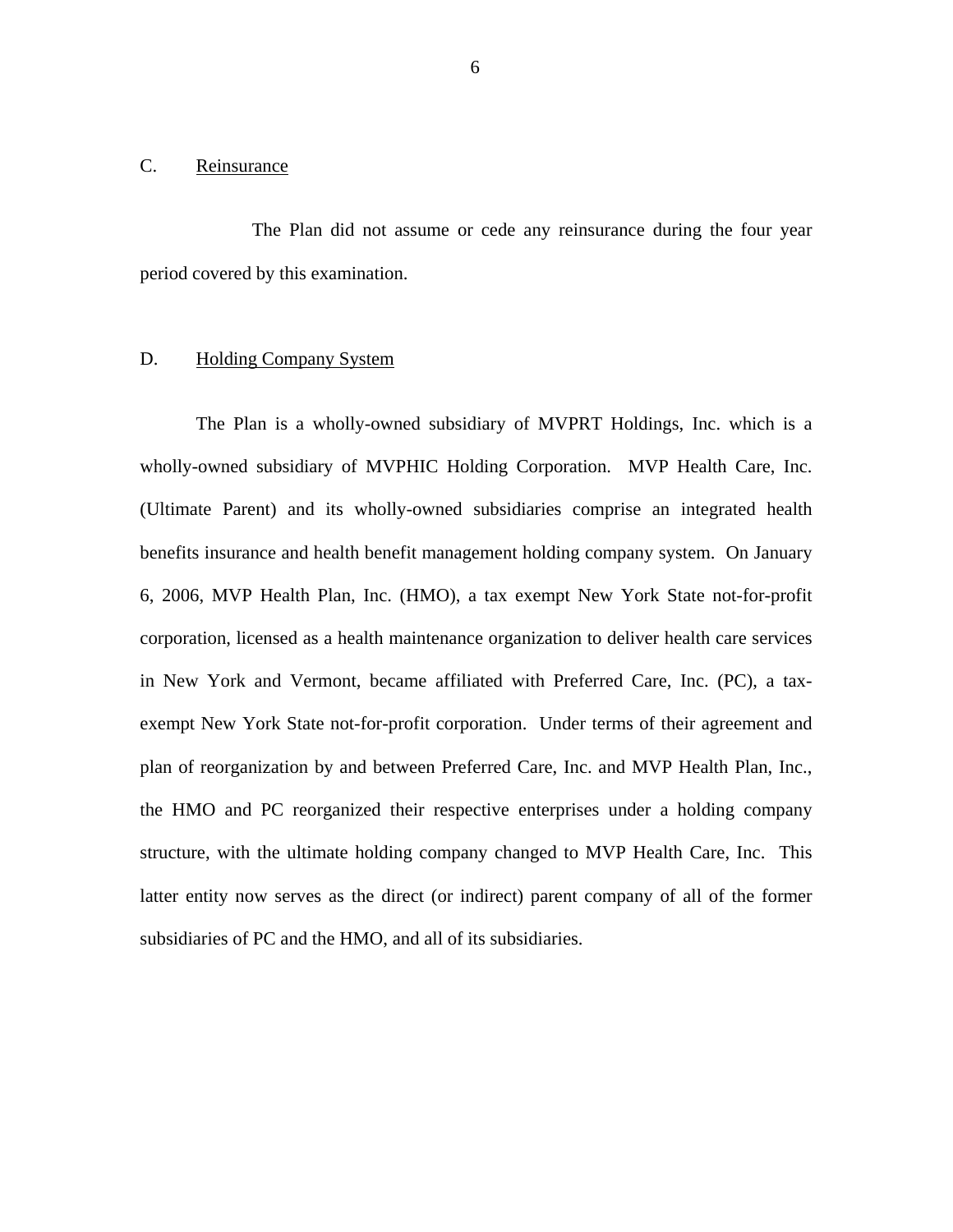## C. Reinsurance

The Plan did not assume or cede any reinsurance during the four year period covered by this examination.

## D. Holding Company System

The Plan is a wholly-owned subsidiary of MVPRT Holdings, Inc. which is a wholly-owned subsidiary of MVPHIC Holding Corporation. MVP Health Care, Inc. (Ultimate Parent) and its wholly-owned subsidiaries comprise an integrated health benefits insurance and health benefit management holding company system. On January 6, 2006, MVP Health Plan, Inc. (HMO), a tax exempt New York State not-for-profit corporation, licensed as a health maintenance organization to deliver health care services in New York and Vermont, became affiliated with Preferred Care, Inc. (PC), a tax-exempt New York State not-for-profit corporation. Under terms of their agreement and plan of reorganization by and between Preferred Care, Inc. and MVP Health Plan, Inc., the HMO and PC reorganized their respective enterprises under a holding company structure, with the ultimate holding company changed to MVP Health Care, Inc. This latter entity now serves as the direct (or indirect) parent company of all of the former subsidiaries of PC and the HMO, and all of its subsidiaries.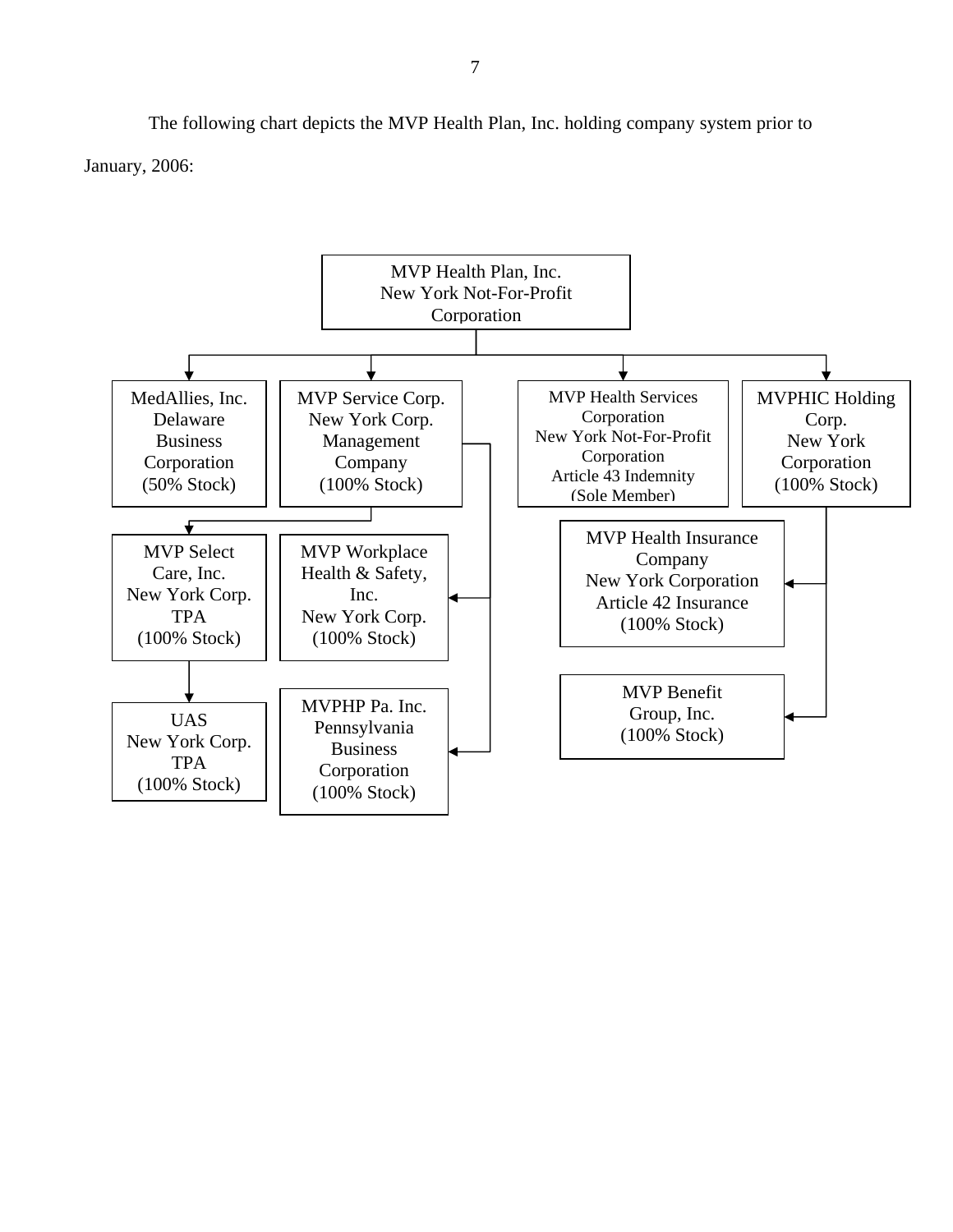The following chart depicts the MVP Health Plan, Inc. holding company system prior to January, 2006:

- **MVP Health Plan, Inc.** — New York Not-For-Profit Corporation
  - **MedAllies, Inc.** — Delaware Business Corporation (50% Stock)
  - **MVP Service Corp.** — New York Corp. Management Company (100% Stock)
    - **MVP Select Care, Inc.** — New York Corp. TPA (100% Stock)
      - **UAS** — New York Corp. TPA (100% Stock)
    - **MVP Workplace Health & Safety, Inc.** — New York Corp. (100% Stock)
    - **MVPHP Pa. Inc.** — Pennsylvania Business Corporation (100% Stock)
  - **MVP Health Services Corporation** — New York Not-For-Profit Corporation, Article 43 Indemnity (Sole Member)
  - **MVPHIC Holding Corp.** — New York Corporation (100% Stock)
    - **MVP Health Insurance Company** — New York Corporation, Article 42 Insurance (100% Stock)
    - **MVP Benefit Group, Inc.** (100% Stock)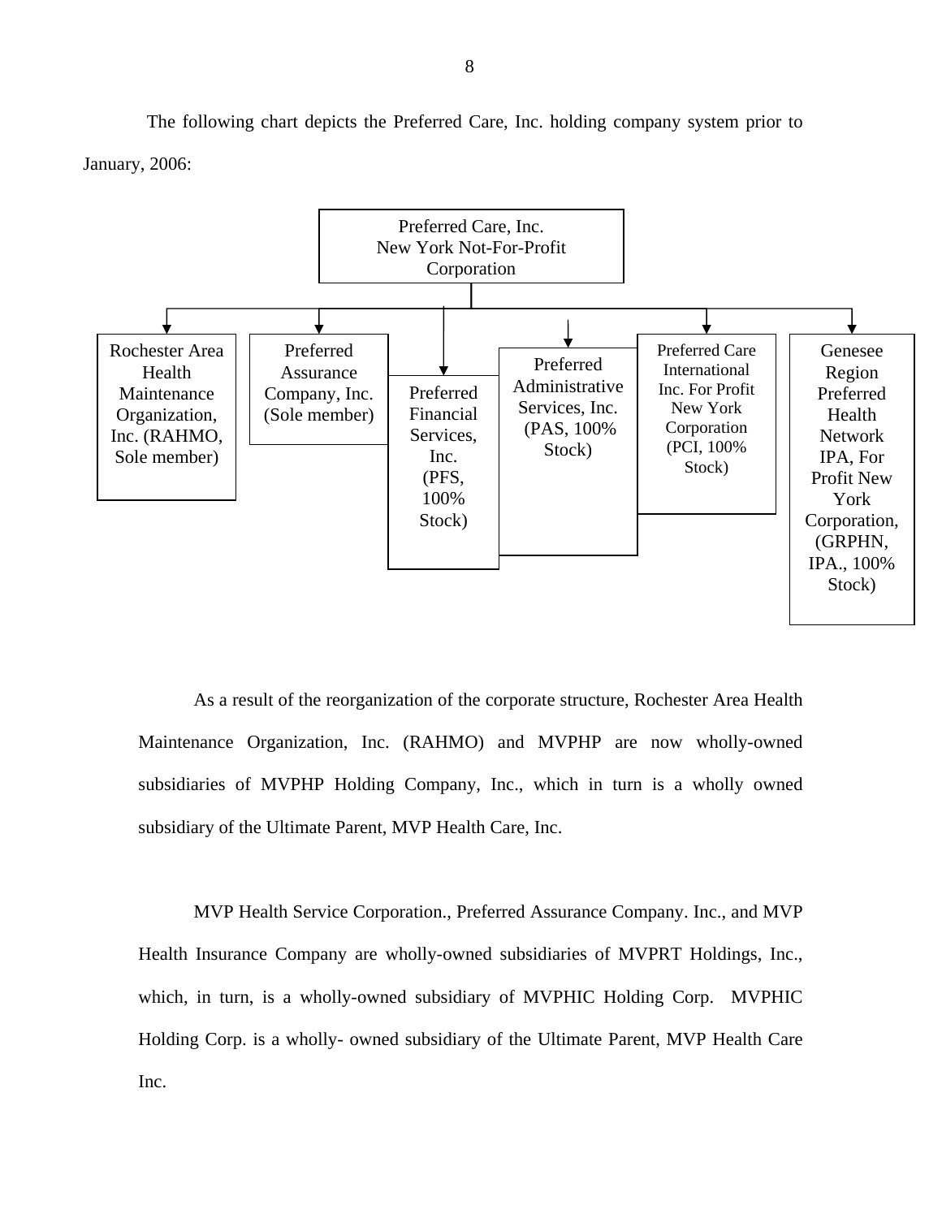The following chart depicts the Preferred Care, Inc. holding company system prior to January, 2006:

Preferred Care, Inc.
New York Not-For-Profit Corporation

- Rochester Area Health Maintenance Organization, Inc. (RAHMO, Sole member)
- Preferred Assurance Company, Inc. (Sole member)
- Preferred Financial Services, Inc. (PFS, 100% Stock)
- Preferred Administrative Services, Inc. (PAS, 100% Stock)
- Preferred Care International Inc. For Profit New York Corporation (PCI, 100% Stock)
- Genesee Region Preferred Health Network IPA, For Profit New York Corporation, (GRPHN, IPA., 100% Stock)

As a result of the reorganization of the corporate structure, Rochester Area Health Maintenance Organization, Inc. (RAHMO) and MVPHP are now wholly-owned subsidiaries of MVPHP Holding Company, Inc., which in turn is a wholly owned subsidiary of the Ultimate Parent, MVP Health Care, Inc.

MVP Health Service Corporation., Preferred Assurance Company. Inc., and MVP Health Insurance Company are wholly-owned subsidiaries of MVPRT Holdings, Inc., which, in turn, is a wholly-owned subsidiary of MVPHIC Holding Corp. MVPHIC Holding Corp. is a wholly- owned subsidiary of the Ultimate Parent, MVP Health Care Inc.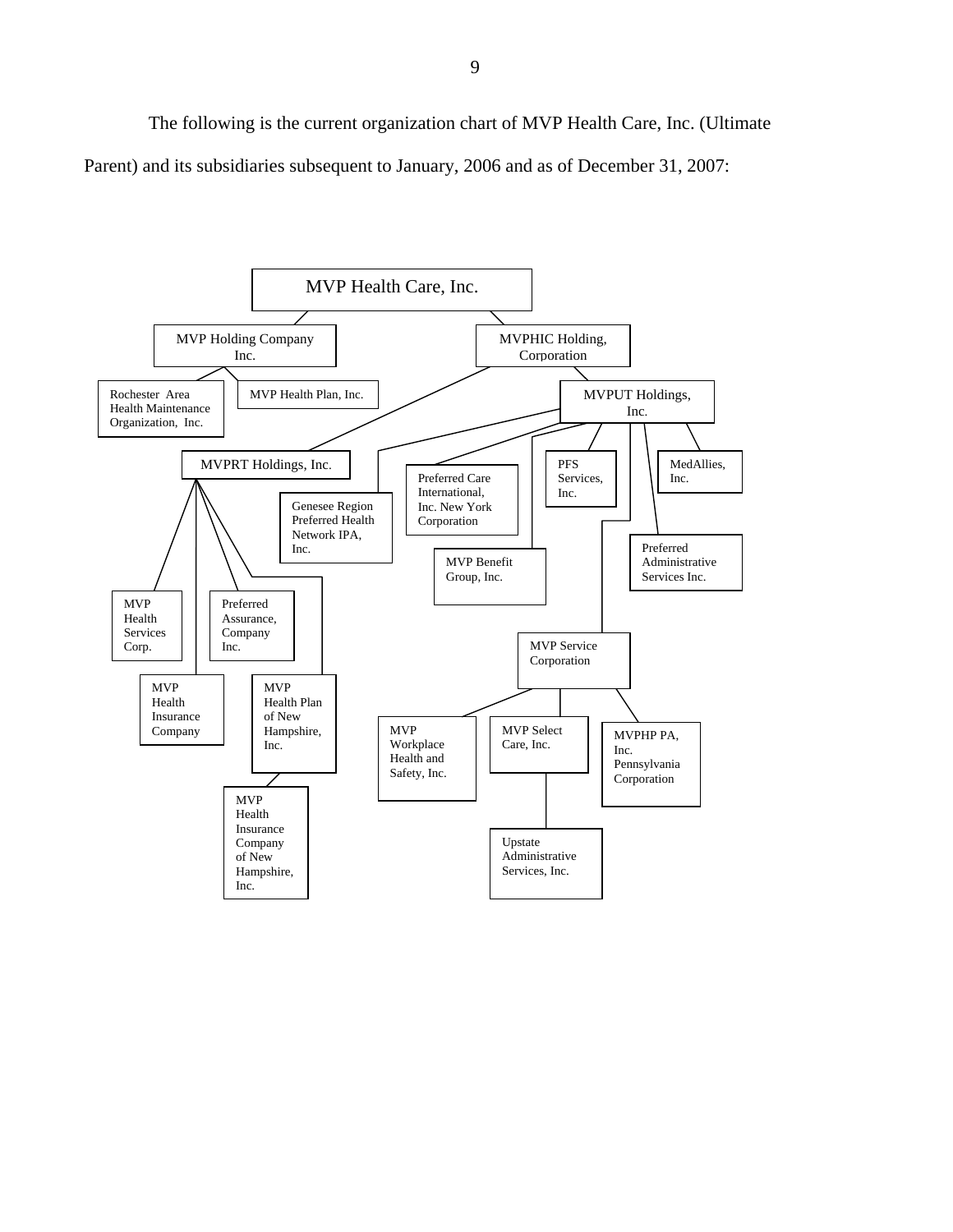The following is the current organization chart of MVP Health Care, Inc. (Ultimate Parent) and its subsidiaries subsequent to January, 2006 and as of December 31, 2007:

- MVP Health Care, Inc.
  - MVP Holding Company Inc.
    - Rochester Area Health Maintenance Organization, Inc.
    - MVP Health Plan, Inc.
  - MVPHIC Holding, Corporation
    - MVPRT Holdings, Inc.
      - MVP Health Services Corp.
      - MVP Health Insurance Company
      - Preferred Assurance, Company Inc.
      - MVP Health Plan of New Hampshire, Inc.
        - MVP Health Insurance Company of New Hampshire, Inc.
    - MVPUT Holdings, Inc.
      - Genesee Region Preferred Health Network IPA, Inc.
      - Preferred Care International, Inc. New York Corporation
      - MVP Benefit Group, Inc.
      - PFS Services, Inc.
      - MVP Service Corporation
        - MVP Workplace Health and Safety, Inc.
        - MVP Select Care, Inc.
          - Upstate Administrative Services, Inc.
        - MVPHP PA, Inc. Pennsylvania Corporation
      - Preferred Administrative Services Inc.
      - MedAllies, Inc.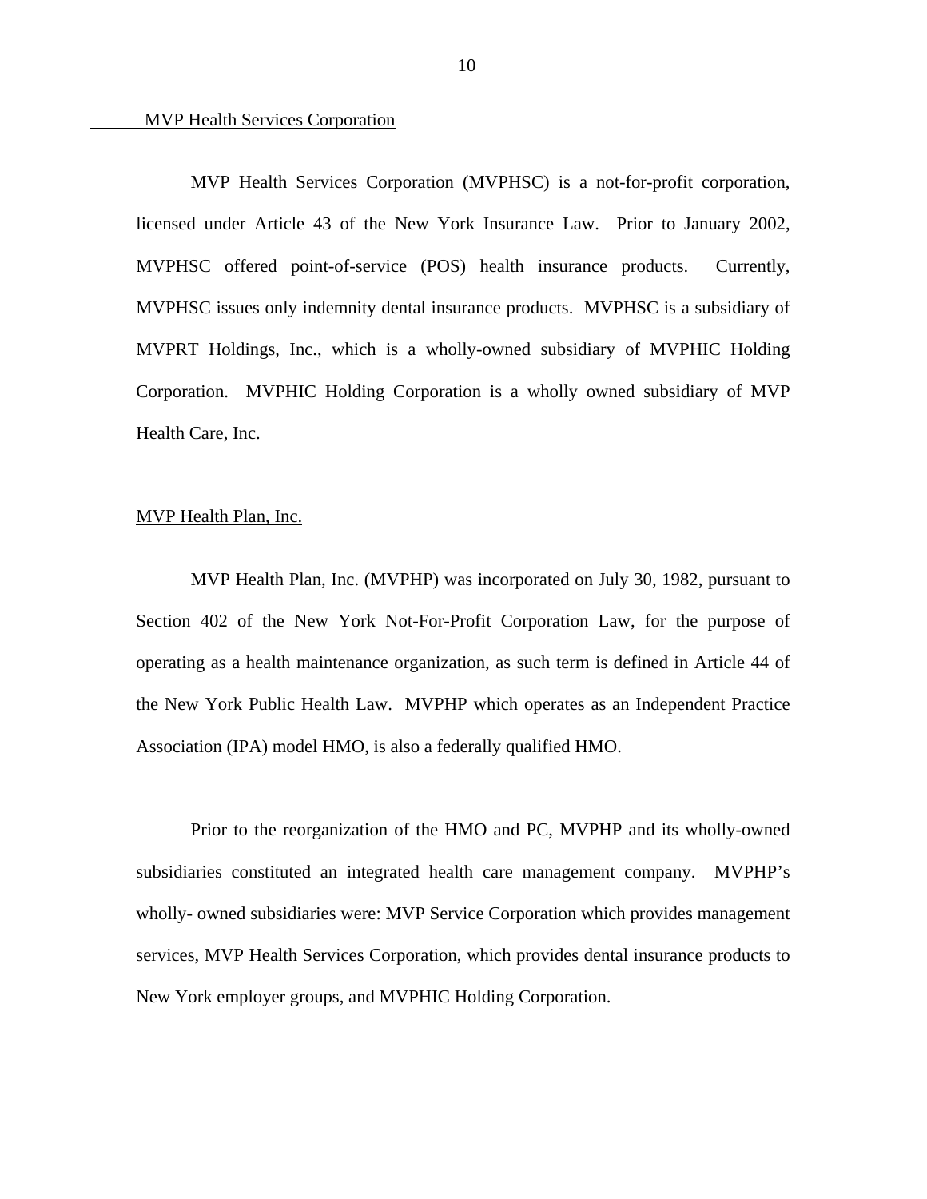MVP Health Services Corporation

MVP Health Services Corporation (MVPHSC) is a not-for-profit corporation, licensed under Article 43 of the New York Insurance Law. Prior to January 2002, MVPHSC offered point-of-service (POS) health insurance products. Currently, MVPHSC issues only indemnity dental insurance products. MVPHSC is a subsidiary of MVPRT Holdings, Inc., which is a wholly-owned subsidiary of MVPHIC Holding Corporation. MVPHIC Holding Corporation is a wholly owned subsidiary of MVP Health Care, Inc.

MVP Health Plan, Inc.

MVP Health Plan, Inc. (MVPHP) was incorporated on July 30, 1982, pursuant to Section 402 of the New York Not-For-Profit Corporation Law, for the purpose of operating as a health maintenance organization, as such term is defined in Article 44 of the New York Public Health Law. MVPHP which operates as an Independent Practice Association (IPA) model HMO, is also a federally qualified HMO.

Prior to the reorganization of the HMO and PC, MVPHP and its wholly-owned subsidiaries constituted an integrated health care management company. MVPHP's wholly- owned subsidiaries were: MVP Service Corporation which provides management services, MVP Health Services Corporation, which provides dental insurance products to New York employer groups, and MVPHIC Holding Corporation.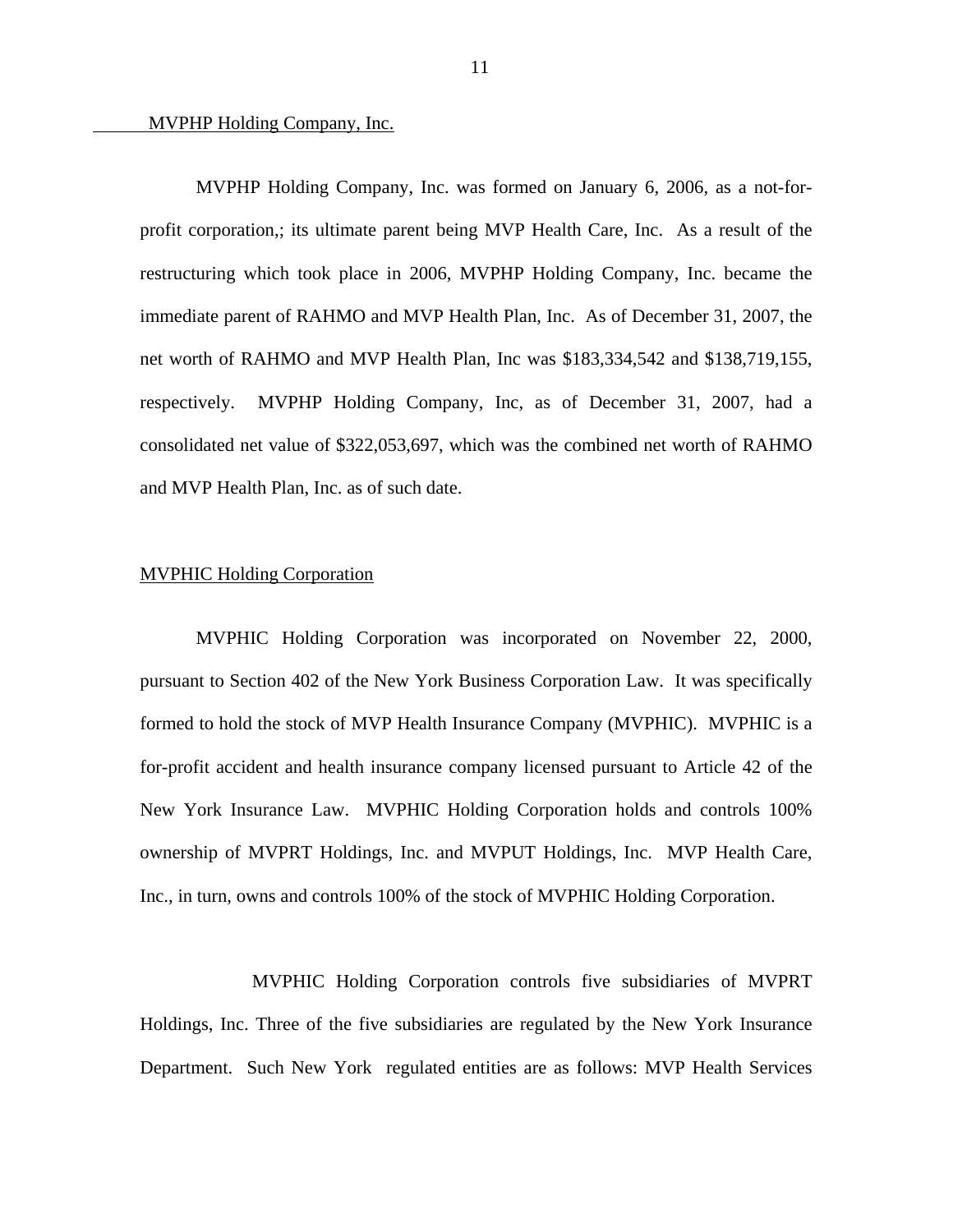MVPHP Holding Company, Inc.

MVPHP Holding Company, Inc. was formed on January 6, 2006, as a not-for-profit corporation,; its ultimate parent being MVP Health Care, Inc. As a result of the restructuring which took place in 2006, MVPHP Holding Company, Inc. became the immediate parent of RAHMO and MVP Health Plan, Inc. As of December 31, 2007, the net worth of RAHMO and MVP Health Plan, Inc was $183,334,542 and $138,719,155, respectively. MVPHP Holding Company, Inc, as of December 31, 2007, had a consolidated net value of $322,053,697, which was the combined net worth of RAHMO and MVP Health Plan, Inc. as of such date.

MVPHIC Holding Corporation

MVPHIC Holding Corporation was incorporated on November 22, 2000, pursuant to Section 402 of the New York Business Corporation Law. It was specifically formed to hold the stock of MVP Health Insurance Company (MVPHIC). MVPHIC is a for-profit accident and health insurance company licensed pursuant to Article 42 of the New York Insurance Law. MVPHIC Holding Corporation holds and controls 100% ownership of MVPRT Holdings, Inc. and MVPUT Holdings, Inc. MVP Health Care, Inc., in turn, owns and controls 100% of the stock of MVPHIC Holding Corporation.

MVPHIC Holding Corporation controls five subsidiaries of MVPRT Holdings, Inc. Three of the five subsidiaries are regulated by the New York Insurance Department. Such New York regulated entities are as follows: MVP Health Services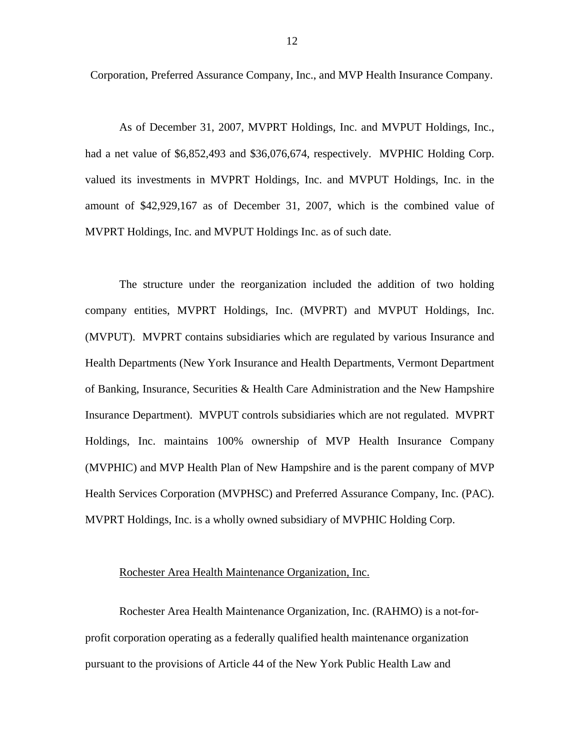Corporation, Preferred Assurance Company, Inc., and MVP Health Insurance Company.

As of December 31, 2007, MVPRT Holdings, Inc. and MVPUT Holdings, Inc., had a net value of $6,852,493 and $36,076,674, respectively. MVPHIC Holding Corp. valued its investments in MVPRT Holdings, Inc. and MVPUT Holdings, Inc. in the amount of $42,929,167 as of December 31, 2007, which is the combined value of MVPRT Holdings, Inc. and MVPUT Holdings Inc. as of such date.

The structure under the reorganization included the addition of two holding company entities, MVPRT Holdings, Inc. (MVPRT) and MVPUT Holdings, Inc. (MVPUT). MVPRT contains subsidiaries which are regulated by various Insurance and Health Departments (New York Insurance and Health Departments, Vermont Department of Banking, Insurance, Securities & Health Care Administration and the New Hampshire Insurance Department). MVPUT controls subsidiaries which are not regulated. MVPRT Holdings, Inc. maintains 100% ownership of MVP Health Insurance Company (MVPHIC) and MVP Health Plan of New Hampshire and is the parent company of MVP Health Services Corporation (MVPHSC) and Preferred Assurance Company, Inc. (PAC). MVPRT Holdings, Inc. is a wholly owned subsidiary of MVPHIC Holding Corp.

Rochester Area Health Maintenance Organization, Inc.

Rochester Area Health Maintenance Organization, Inc. (RAHMO) is a not-for-profit corporation operating as a federally qualified health maintenance organization pursuant to the provisions of Article 44 of the New York Public Health Law and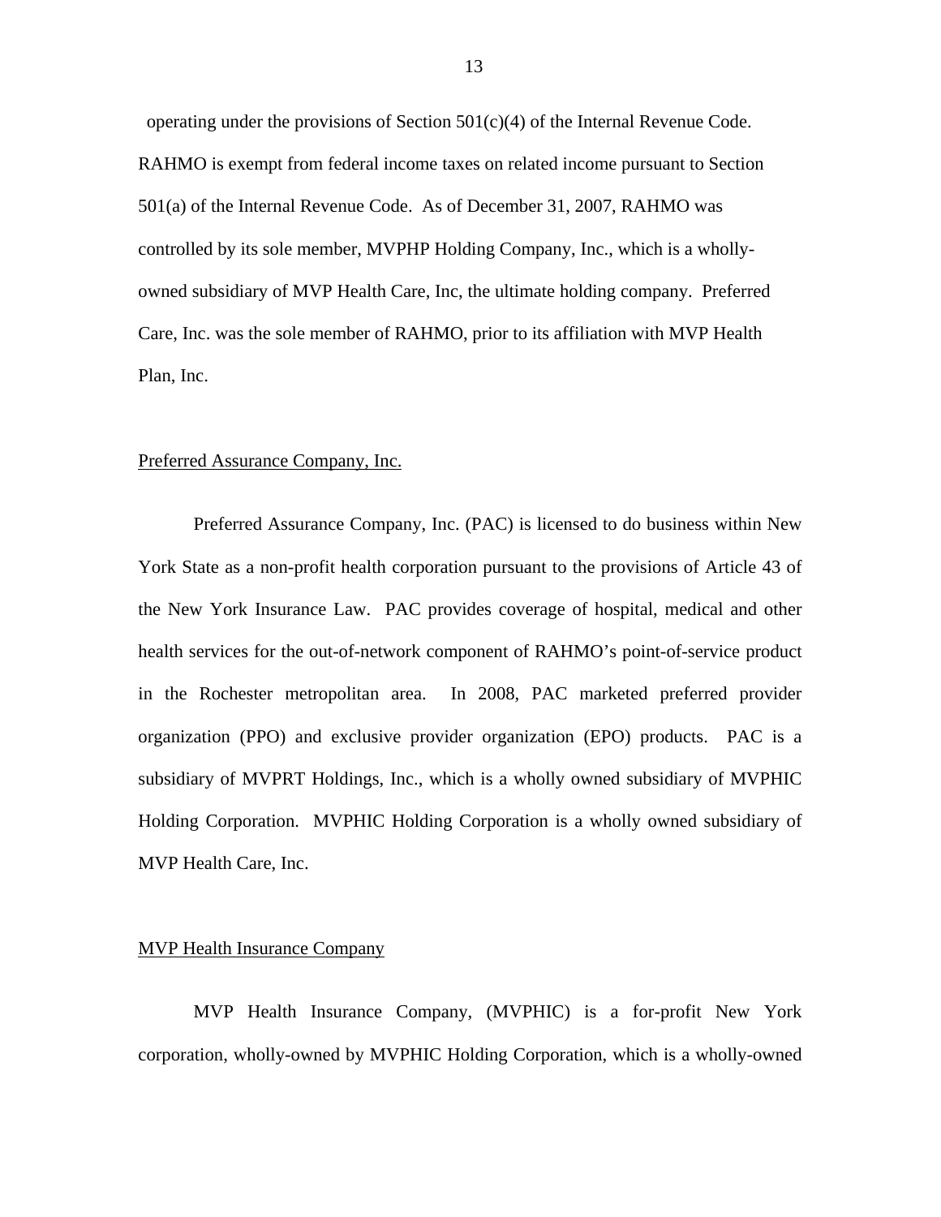operating under the provisions of Section 501(c)(4) of the Internal Revenue Code. RAHMO is exempt from federal income taxes on related income pursuant to Section 501(a) of the Internal Revenue Code. As of December 31, 2007, RAHMO was controlled by its sole member, MVPHP Holding Company, Inc., which is a wholly-owned subsidiary of MVP Health Care, Inc, the ultimate holding company. Preferred Care, Inc. was the sole member of RAHMO, prior to its affiliation with MVP Health Plan, Inc.

Preferred Assurance Company, Inc.

Preferred Assurance Company, Inc. (PAC) is licensed to do business within New York State as a non-profit health corporation pursuant to the provisions of Article 43 of the New York Insurance Law. PAC provides coverage of hospital, medical and other health services for the out-of-network component of RAHMO's point-of-service product in the Rochester metropolitan area. In 2008, PAC marketed preferred provider organization (PPO) and exclusive provider organization (EPO) products. PAC is a subsidiary of MVPRT Holdings, Inc., which is a wholly owned subsidiary of MVPHIC Holding Corporation. MVPHIC Holding Corporation is a wholly owned subsidiary of MVP Health Care, Inc.

MVP Health Insurance Company

MVP Health Insurance Company, (MVPHIC) is a for-profit New York corporation, wholly-owned by MVPHIC Holding Corporation, which is a wholly-owned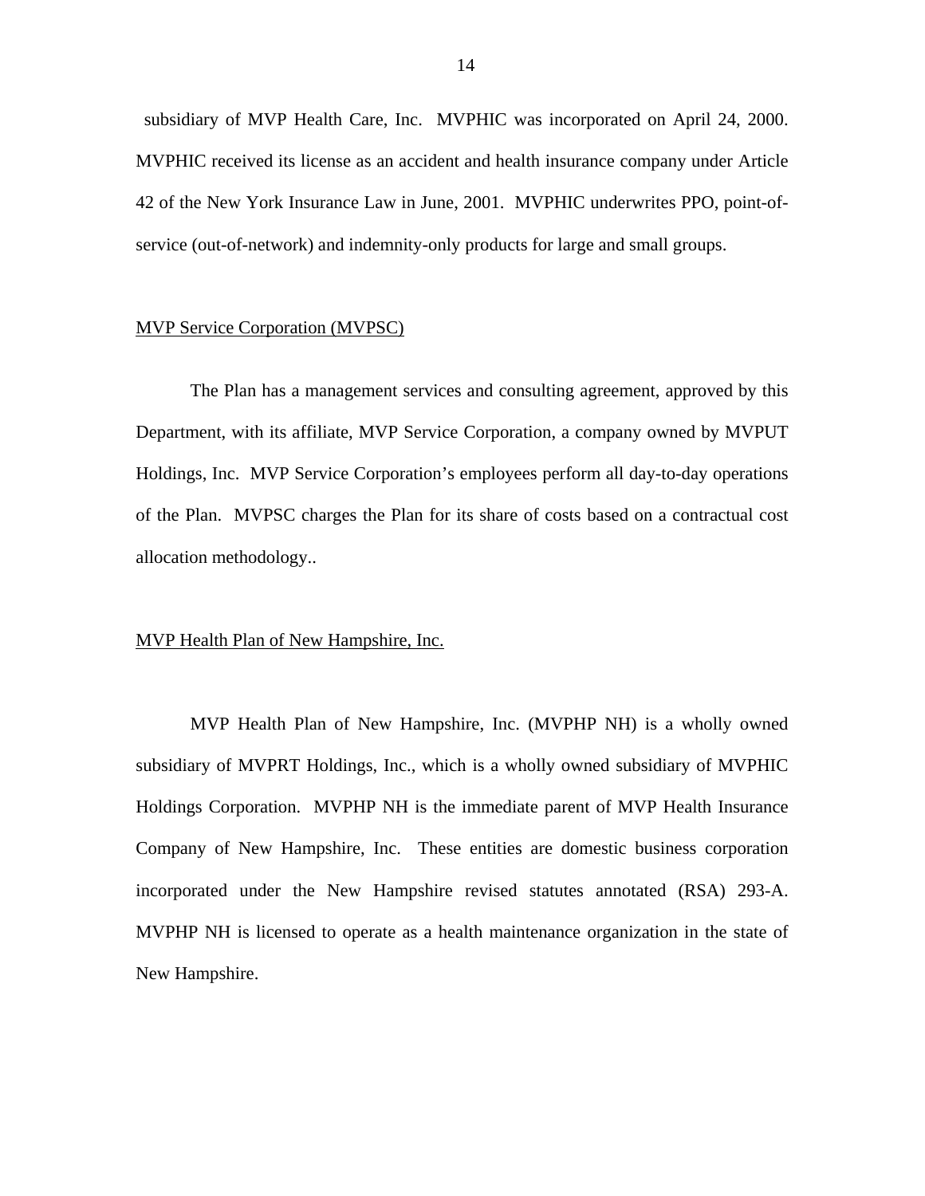subsidiary of MVP Health Care, Inc. MVPHIC was incorporated on April 24, 2000. MVPHIC received its license as an accident and health insurance company under Article 42 of the New York Insurance Law in June, 2001. MVPHIC underwrites PPO, point-of-service (out-of-network) and indemnity-only products for large and small groups.

MVP Service Corporation (MVPSC)

The Plan has a management services and consulting agreement, approved by this Department, with its affiliate, MVP Service Corporation, a company owned by MVPUT Holdings, Inc. MVP Service Corporation's employees perform all day-to-day operations of the Plan. MVPSC charges the Plan for its share of costs based on a contractual cost allocation methodology..

MVP Health Plan of New Hampshire, Inc.

MVP Health Plan of New Hampshire, Inc. (MVPHP NH) is a wholly owned subsidiary of MVPRT Holdings, Inc., which is a wholly owned subsidiary of MVPHIC Holdings Corporation. MVPHP NH is the immediate parent of MVP Health Insurance Company of New Hampshire, Inc. These entities are domestic business corporation incorporated under the New Hampshire revised statutes annotated (RSA) 293-A. MVPHP NH is licensed to operate as a health maintenance organization in the state of New Hampshire.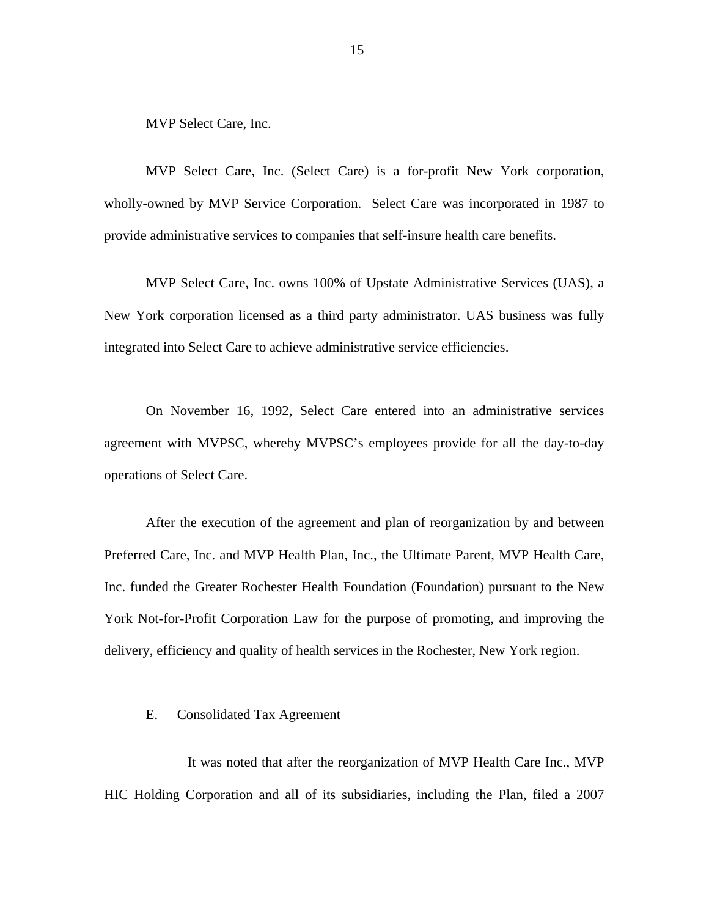MVP Select Care, Inc.

MVP Select Care, Inc. (Select Care) is a for-profit New York corporation, wholly-owned by MVP Service Corporation. Select Care was incorporated in 1987 to provide administrative services to companies that self-insure health care benefits.

MVP Select Care, Inc. owns 100% of Upstate Administrative Services (UAS), a New York corporation licensed as a third party administrator. UAS business was fully integrated into Select Care to achieve administrative service efficiencies.

On November 16, 1992, Select Care entered into an administrative services agreement with MVPSC, whereby MVPSC's employees provide for all the day-to-day operations of Select Care.

After the execution of the agreement and plan of reorganization by and between Preferred Care, Inc. and MVP Health Plan, Inc., the Ultimate Parent, MVP Health Care, Inc. funded the Greater Rochester Health Foundation (Foundation) pursuant to the New York Not-for-Profit Corporation Law for the purpose of promoting, and improving the delivery, efficiency and quality of health services in the Rochester, New York region.

E. Consolidated Tax Agreement

It was noted that after the reorganization of MVP Health Care Inc., MVP HIC Holding Corporation and all of its subsidiaries, including the Plan, filed a 2007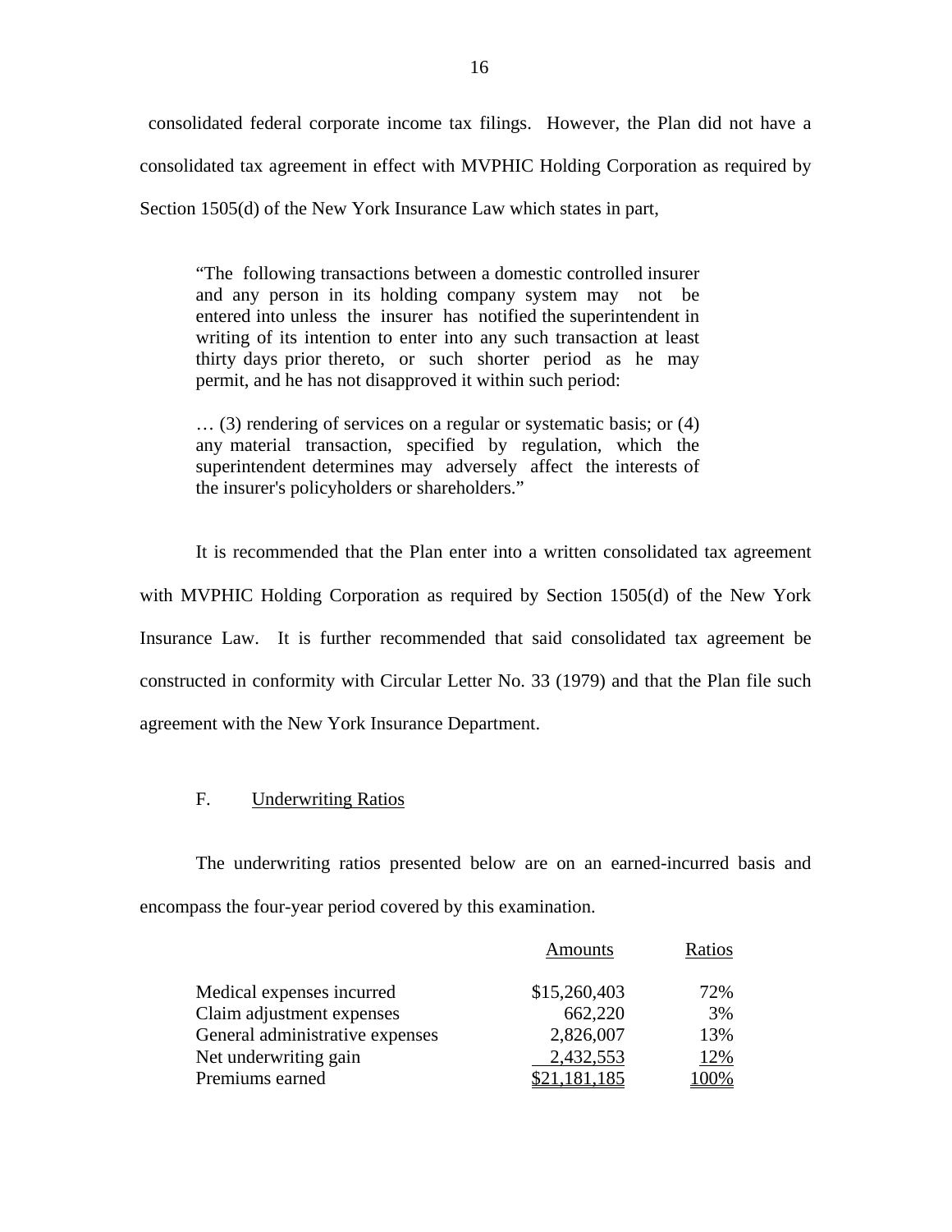consolidated federal corporate income tax filings. However, the Plan did not have a consolidated tax agreement in effect with MVPHIC Holding Corporation as required by Section 1505(d) of the New York Insurance Law which states in part,

> "The following transactions between a domestic controlled insurer and any person in its holding company system may not be entered into unless the insurer has notified the superintendent in writing of its intention to enter into any such transaction at least thirty days prior thereto, or such shorter period as he may permit, and he has not disapproved it within such period:
>
> … (3) rendering of services on a regular or systematic basis; or (4) any material transaction, specified by regulation, which the superintendent determines may adversely affect the interests of the insurer's policyholders or shareholders."

It is recommended that the Plan enter into a written consolidated tax agreement with MVPHIC Holding Corporation as required by Section 1505(d) of the New York Insurance Law. It is further recommended that said consolidated tax agreement be constructed in conformity with Circular Letter No. 33 (1979) and that the Plan file such agreement with the New York Insurance Department.

## F. Underwriting Ratios

The underwriting ratios presented below are on an earned-incurred basis and encompass the four-year period covered by this examination.

| | Amounts | Ratios |
|---|---|---|
| Medical expenses incurred | $15,260,403 | 72% |
| Claim adjustment expenses | 662,220 | 3% |
| General administrative expenses | 2,826,007 | 13% |
| Net underwriting gain | 2,432,553 | 12% |
| Premiums earned | $21,181,185 | 100% |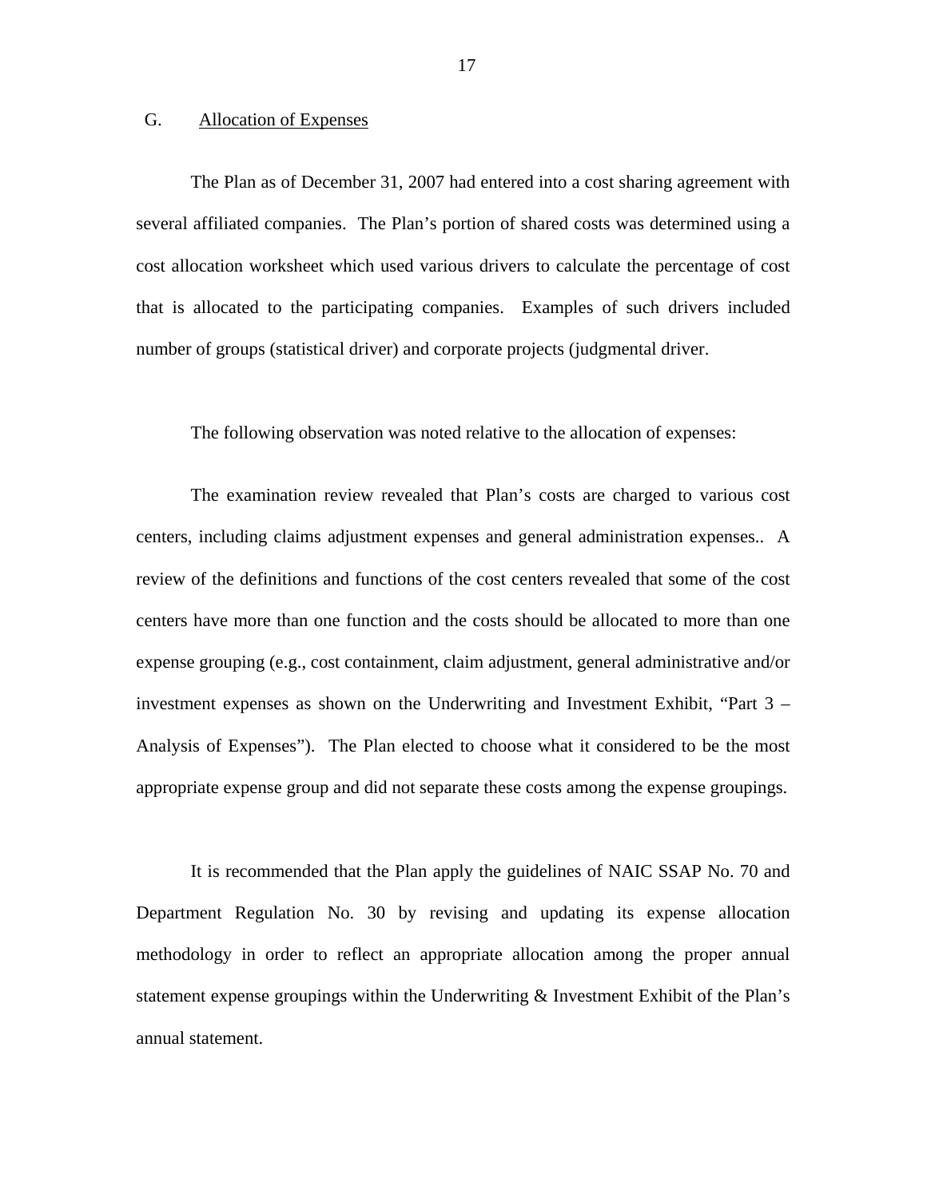## G. Allocation of Expenses

The Plan as of December 31, 2007 had entered into a cost sharing agreement with several affiliated companies. The Plan's portion of shared costs was determined using a cost allocation worksheet which used various drivers to calculate the percentage of cost that is allocated to the participating companies. Examples of such drivers included number of groups (statistical driver) and corporate projects (judgmental driver.

The following observation was noted relative to the allocation of expenses:

The examination review revealed that Plan's costs are charged to various cost centers, including claims adjustment expenses and general administration expenses.. A review of the definitions and functions of the cost centers revealed that some of the cost centers have more than one function and the costs should be allocated to more than one expense grouping (e.g., cost containment, claim adjustment, general administrative and/or investment expenses as shown on the Underwriting and Investment Exhibit, "Part 3 – Analysis of Expenses"). The Plan elected to choose what it considered to be the most appropriate expense group and did not separate these costs among the expense groupings.

It is recommended that the Plan apply the guidelines of NAIC SSAP No. 70 and Department Regulation No. 30 by revising and updating its expense allocation methodology in order to reflect an appropriate allocation among the proper annual statement expense groupings within the Underwriting & Investment Exhibit of the Plan's annual statement.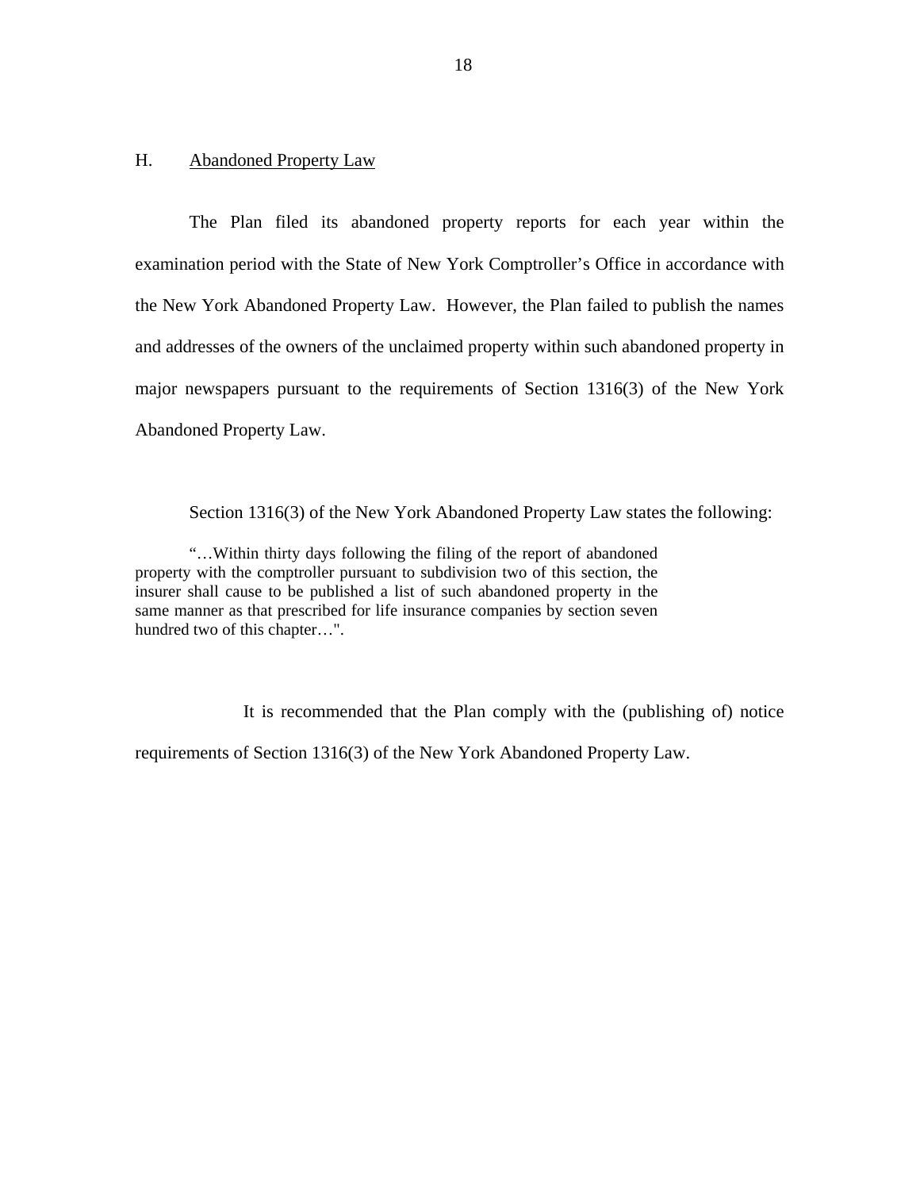## H. Abandoned Property Law

The Plan filed its abandoned property reports for each year within the examination period with the State of New York Comptroller's Office in accordance with the New York Abandoned Property Law. However, the Plan failed to publish the names and addresses of the owners of the unclaimed property within such abandoned property in major newspapers pursuant to the requirements of Section 1316(3) of the New York Abandoned Property Law.

Section 1316(3) of the New York Abandoned Property Law states the following:

> "…Within thirty days following the filing of the report of abandoned property with the comptroller pursuant to subdivision two of this section, the insurer shall cause to be published a list of such abandoned property in the same manner as that prescribed for life insurance companies by section seven hundred two of this chapter…".

It is recommended that the Plan comply with the (publishing of) notice requirements of Section 1316(3) of the New York Abandoned Property Law.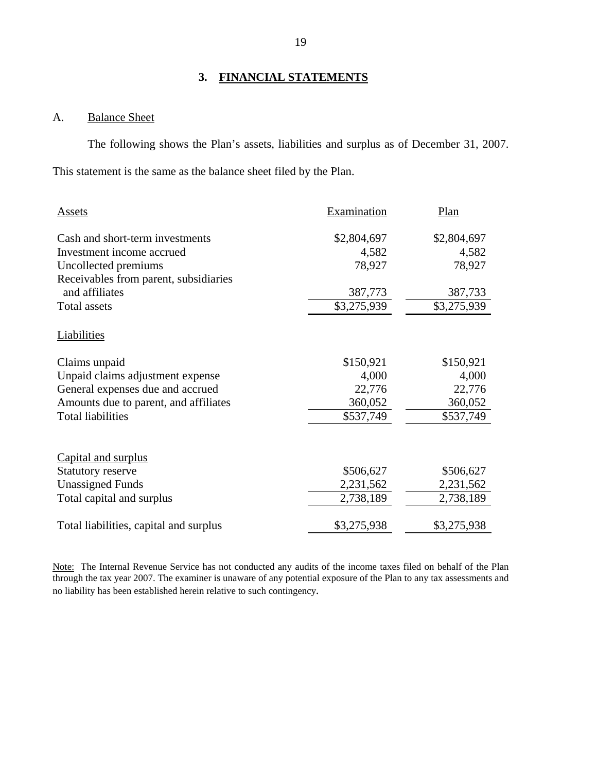## 3. FINANCIAL STATEMENTS

### A. Balance Sheet

The following shows the Plan's assets, liabilities and surplus as of December 31, 2007. This statement is the same as the balance sheet filed by the Plan.

| Assets | Examination | Plan |
|---|---|---|
| Cash and short-term investments | $2,804,697 | $2,804,697 |
| Investment income accrued | 4,582 | 4,582 |
| Uncollected premiums | 78,927 | 78,927 |
| Receivables from parent, subsidiaries and affiliates | 387,773 | 387,733 |
| Total assets | $3,275,939 | $3,275,939 |
| **Liabilities** | | |
| Claims unpaid | $150,921 | $150,921 |
| Unpaid claims adjustment expense | 4,000 | 4,000 |
| General expenses due and accrued | 22,776 | 22,776 |
| Amounts due to parent, and affiliates | 360,052 | 360,052 |
| Total liabilities | $537,749 | $537,749 |
| **Capital and surplus** | | |
| Statutory reserve | $506,627 | $506,627 |
| Unassigned Funds | 2,231,562 | 2,231,562 |
| Total capital and surplus | 2,738,189 | 2,738,189 |
| Total liabilities, capital and surplus | $3,275,938 | $3,275,938 |

Note: The Internal Revenue Service has not conducted any audits of the income taxes filed on behalf of the Plan through the tax year 2007. The examiner is unaware of any potential exposure of the Plan to any tax assessments and no liability has been established herein relative to such contingency.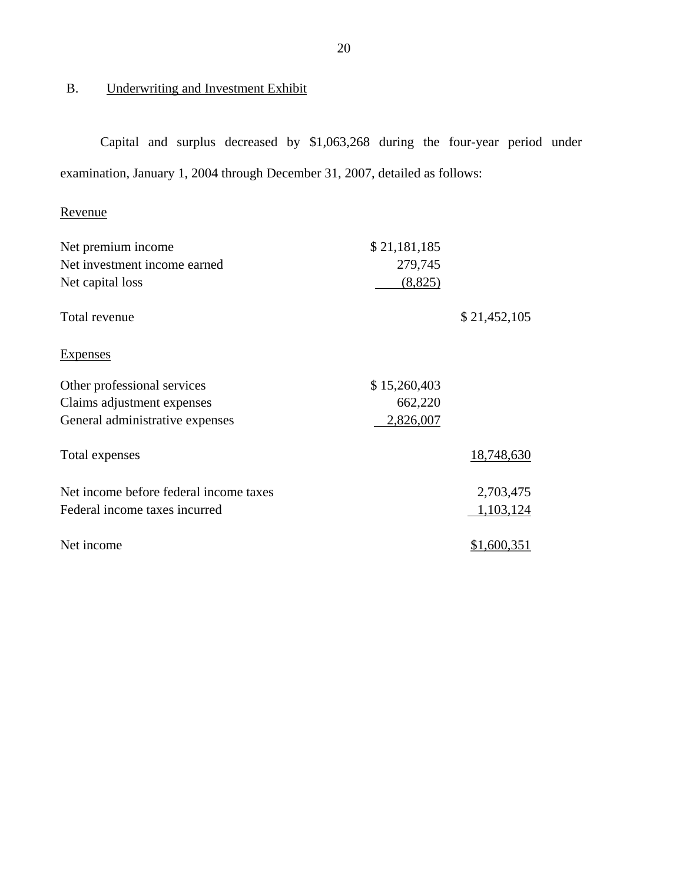## B. Underwriting and Investment Exhibit

Capital and surplus decreased by $1,063,268 during the four-year period under examination, January 1, 2004 through December 31, 2007, detailed as follows:

| | | |
|---|---|---|
| **Revenue** | | |
| Net premium income | $ 21,181,185 | |
| Net investment income earned | 279,745 | |
| Net capital loss | (8,825) | |
| Total revenue | | $ 21,452,105 |
| **Expenses** | | |
| Other professional services | $ 15,260,403 | |
| Claims adjustment expenses | 662,220 | |
| General administrative expenses | 2,826,007 | |
| Total expenses | | 18,748,630 |
| Net income before federal income taxes | | 2,703,475 |
| Federal income taxes incurred | | 1,103,124 |
| Net income | | $1,600,351 |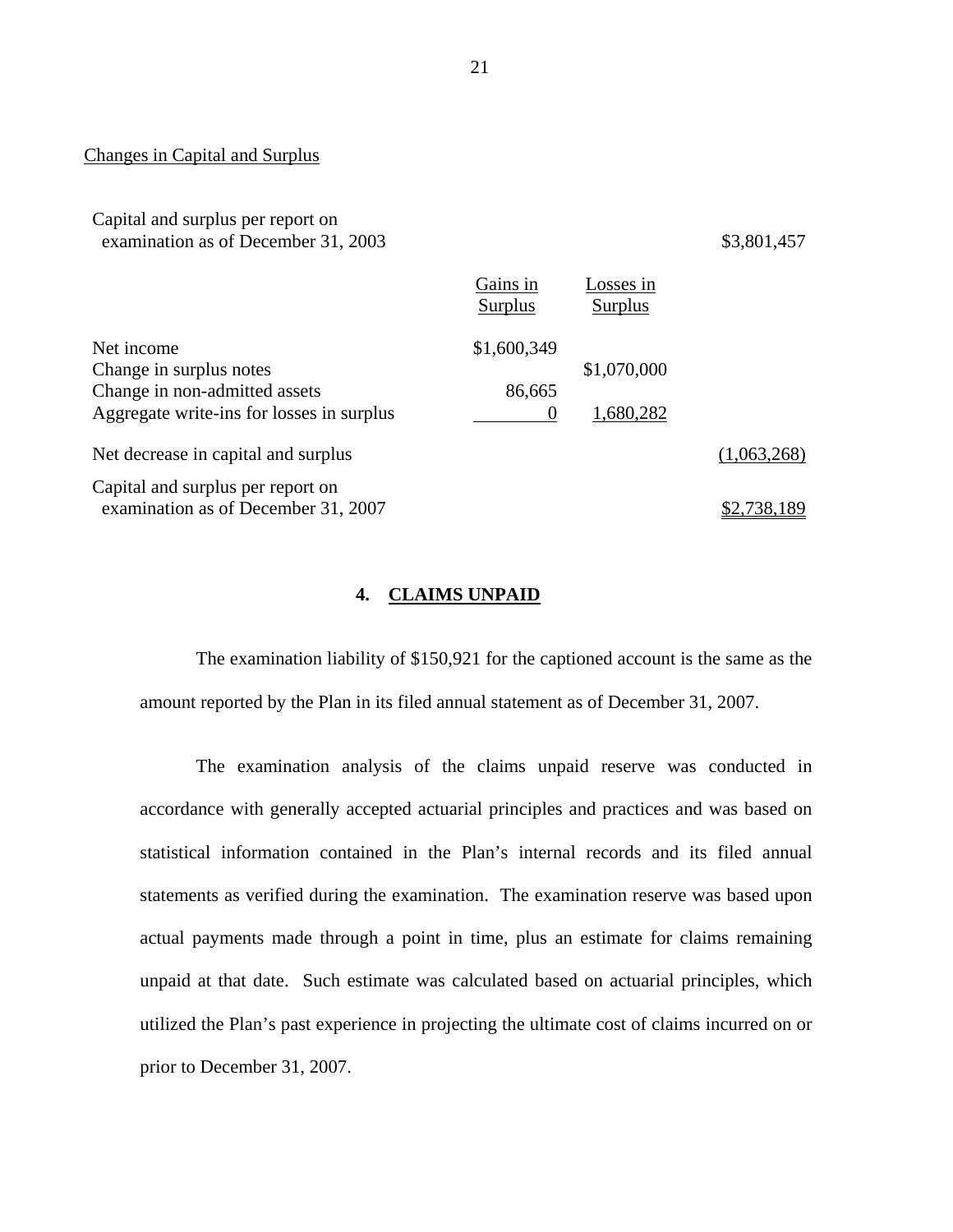Changes in Capital and Surplus

| | Gains in Surplus | Losses in Surplus | |
|---|---|---|---|
| Capital and surplus per report on examination as of December 31, 2003 | | | $3,801,457 |
| Net income | $1,600,349 | | |
| Change in surplus notes | | $1,070,000 | |
| Change in non-admitted assets | 86,665 | | |
| Aggregate write-ins for losses in surplus | 0 | 1,680,282 | |
| Net decrease in capital and surplus | | | (1,063,268) |
| Capital and surplus per report on examination as of December 31, 2007 | | | $2,738,189 |

## 4. CLAIMS UNPAID

The examination liability of $150,921 for the captioned account is the same as the amount reported by the Plan in its filed annual statement as of December 31, 2007.

The examination analysis of the claims unpaid reserve was conducted in accordance with generally accepted actuarial principles and practices and was based on statistical information contained in the Plan's internal records and its filed annual statements as verified during the examination. The examination reserve was based upon actual payments made through a point in time, plus an estimate for claims remaining unpaid at that date. Such estimate was calculated based on actuarial principles, which utilized the Plan's past experience in projecting the ultimate cost of claims incurred on or prior to December 31, 2007.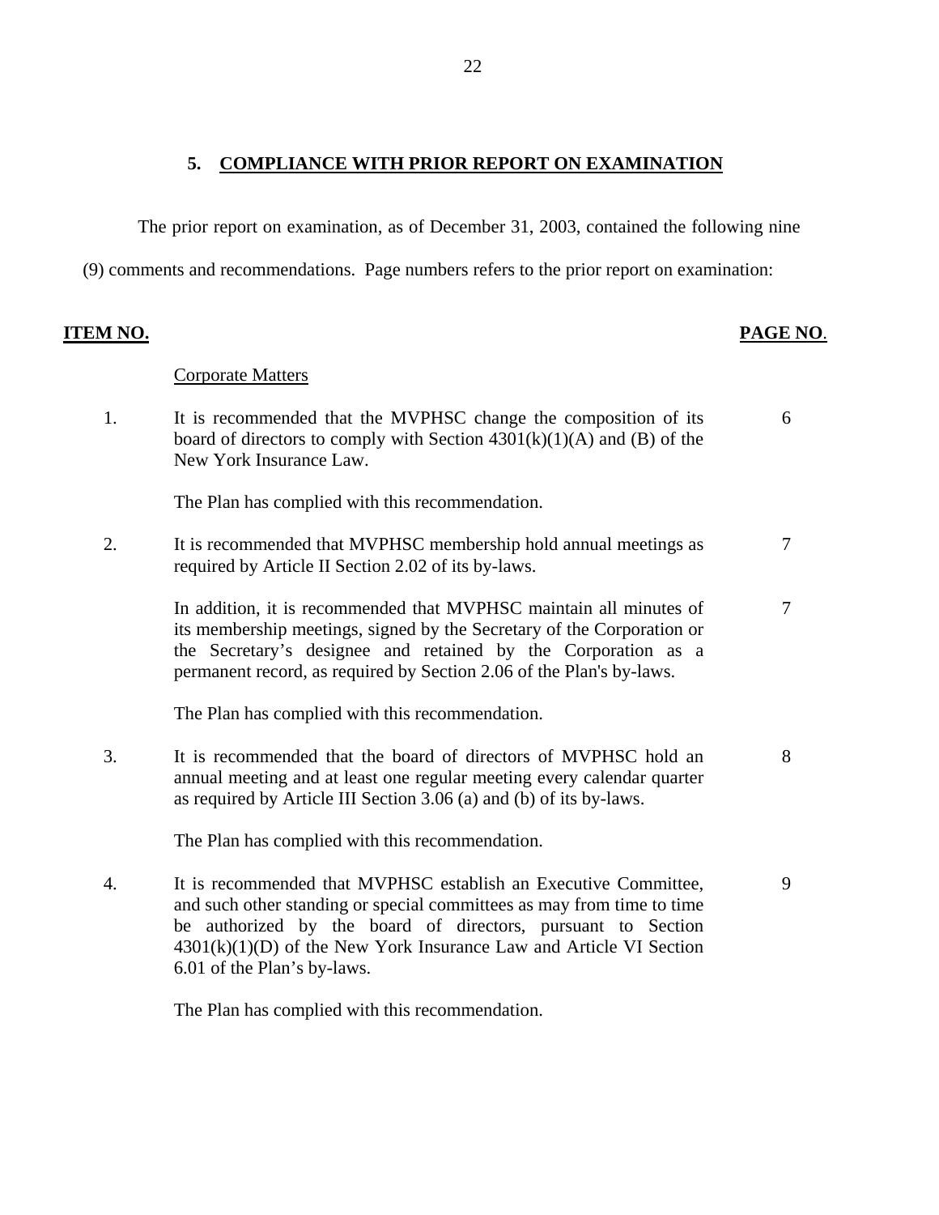## 5. COMPLIANCE WITH PRIOR REPORT ON EXAMINATION

The prior report on examination, as of December 31, 2003, contained the following nine (9) comments and recommendations. Page numbers refers to the prior report on examination:

| ITEM NO. | | PAGE NO. |
|---|---|---|
| | Corporate Matters | |
| 1. | It is recommended that the MVPHSC change the composition of its board of directors to comply with Section 4301(k)(1)(A) and (B) of the New York Insurance Law. | 6 |
| | The Plan has complied with this recommendation. | |
| 2. | It is recommended that MVPHSC membership hold annual meetings as required by Article II Section 2.02 of its by-laws. | 7 |
| | In addition, it is recommended that MVPHSC maintain all minutes of its membership meetings, signed by the Secretary of the Corporation or the Secretary's designee and retained by the Corporation as a permanent record, as required by Section 2.06 of the Plan's by-laws. | 7 |
| | The Plan has complied with this recommendation. | |
| 3. | It is recommended that the board of directors of MVPHSC hold an annual meeting and at least one regular meeting every calendar quarter as required by Article III Section 3.06 (a) and (b) of its by-laws. | 8 |
| | The Plan has complied with this recommendation. | |
| 4. | It is recommended that MVPHSC establish an Executive Committee, and such other standing or special committees as may from time to time be authorized by the board of directors, pursuant to Section 4301(k)(1)(D) of the New York Insurance Law and Article VI Section 6.01 of the Plan's by-laws. | 9 |
| | The Plan has complied with this recommendation. | |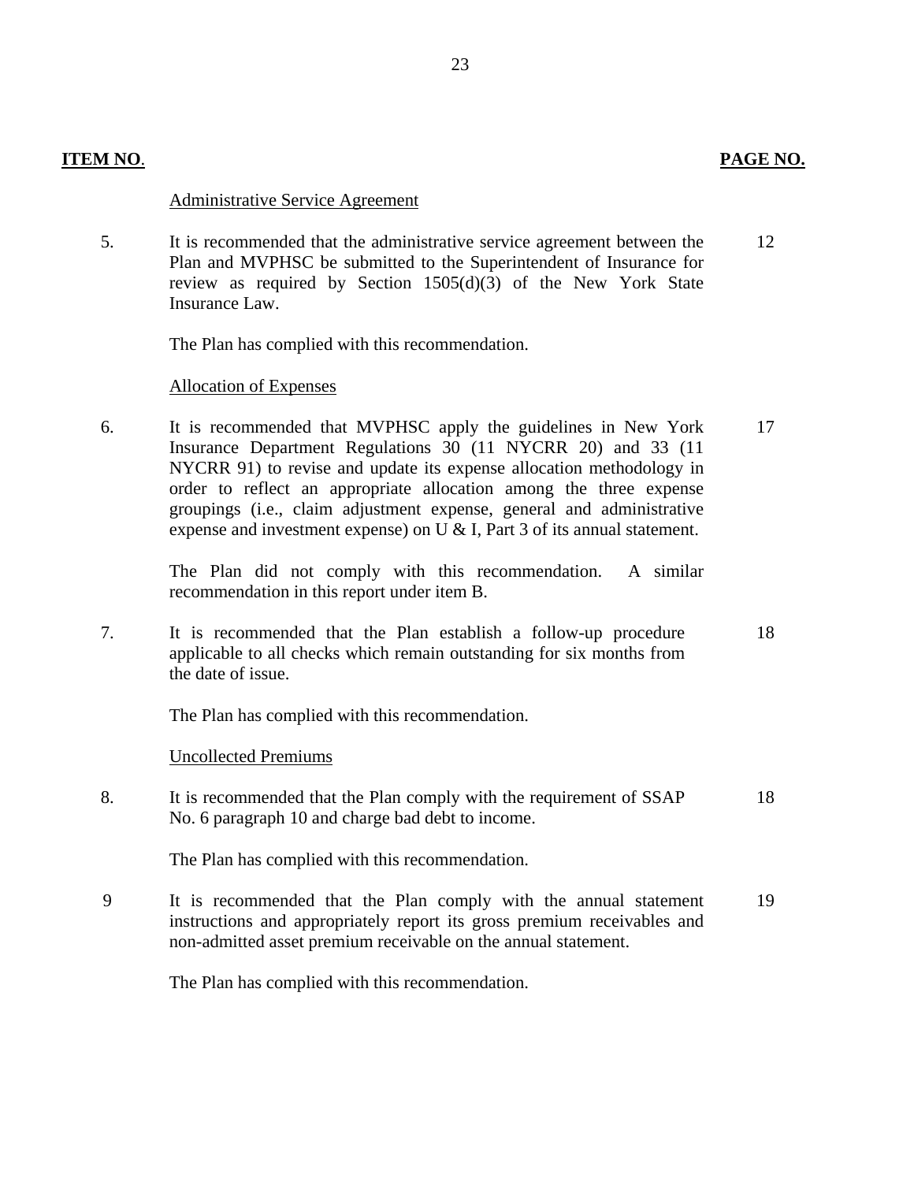| ITEM NO. | | PAGE NO. |
|---|---|---|
| | Administrative Service Agreement | |
| 5. | It is recommended that the administrative service agreement between the Plan and MVPHSC be submitted to the Superintendent of Insurance for review as required by Section 1505(d)(3) of the New York State Insurance Law. | 12 |
| | The Plan has complied with this recommendation. | |
| | Allocation of Expenses | |
| 6. | It is recommended that MVPHSC apply the guidelines in New York Insurance Department Regulations 30 (11 NYCRR 20) and 33 (11 NYCRR 91) to revise and update its expense allocation methodology in order to reflect an appropriate allocation among the three expense groupings (i.e., claim adjustment expense, general and administrative expense and investment expense) on U & I, Part 3 of its annual statement. | 17 |
| | The Plan did not comply with this recommendation. A similar recommendation in this report under item B. | |
| 7. | It is recommended that the Plan establish a follow-up procedure applicable to all checks which remain outstanding for six months from the date of issue. | 18 |
| | The Plan has complied with this recommendation. | |
| | Uncollected Premiums | |
| 8. | It is recommended that the Plan comply with the requirement of SSAP No. 6 paragraph 10 and charge bad debt to income. | 18 |
| | The Plan has complied with this recommendation. | |
| 9 | It is recommended that the Plan comply with the annual statement instructions and appropriately report its gross premium receivables and non-admitted asset premium receivable on the annual statement. | 19 |
| | The Plan has complied with this recommendation. | |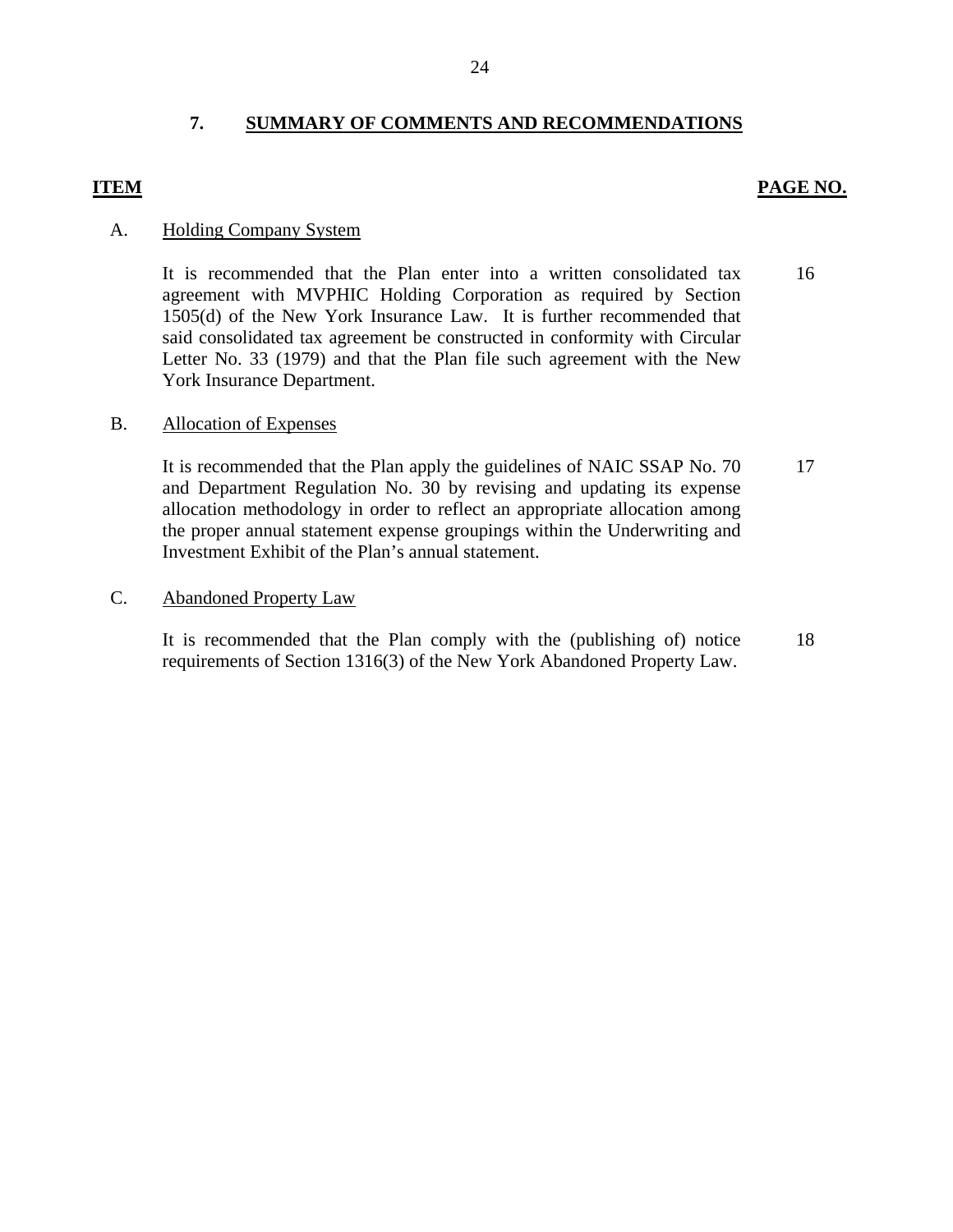## 7. SUMMARY OF COMMENTS AND RECOMMENDATIONS

| ITEM | | PAGE NO. |
|---|---|---|
| A. | Holding Company System | |
| | It is recommended that the Plan enter into a written consolidated tax agreement with MVPHIC Holding Corporation as required by Section 1505(d) of the New York Insurance Law. It is further recommended that said consolidated tax agreement be constructed in conformity with Circular Letter No. 33 (1979) and that the Plan file such agreement with the New York Insurance Department. | 16 |
| B. | Allocation of Expenses | |
| | It is recommended that the Plan apply the guidelines of NAIC SSAP No. 70 and Department Regulation No. 30 by revising and updating its expense allocation methodology in order to reflect an appropriate allocation among the proper annual statement expense groupings within the Underwriting and Investment Exhibit of the Plan's annual statement. | 17 |
| C. | Abandoned Property Law | |
| | It is recommended that the Plan comply with the (publishing of) notice requirements of Section 1316(3) of the New York Abandoned Property Law. | 18 |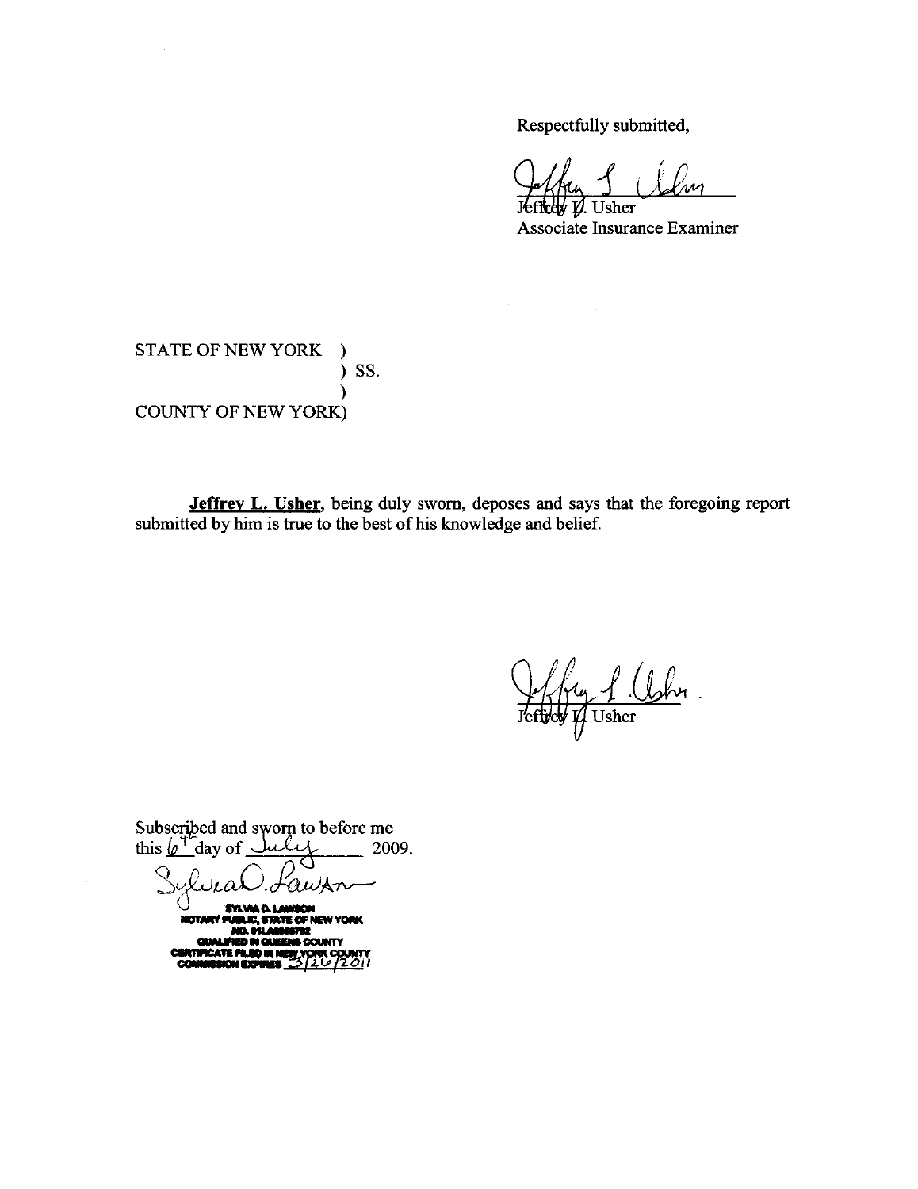Respectfully submitted,

Jeffrey L. Usher
Associate Insurance Examiner

STATE OF NEW YORK )
) SS.
)
COUNTY OF NEW YORK)

**Jeffrey L. Usher**, being duly sworn, deposes and says that the foregoing report submitted by him is true to the best of his knowledge and belief.

Jeffrey L. Usher

Subscribed and sworn to before me
this 6th day of July 2009.

Sylvia D. Lawson

SYLVIA D. LAWSON
NOTARY PUBLIC, STATE OF NEW YORK
NO. 01LA6066782
QUALIFIED IN QUEENS COUNTY
CERTIFICATE FILED IN NEW YORK COUNTY
COMMISSION EXPIRES 3/26/2011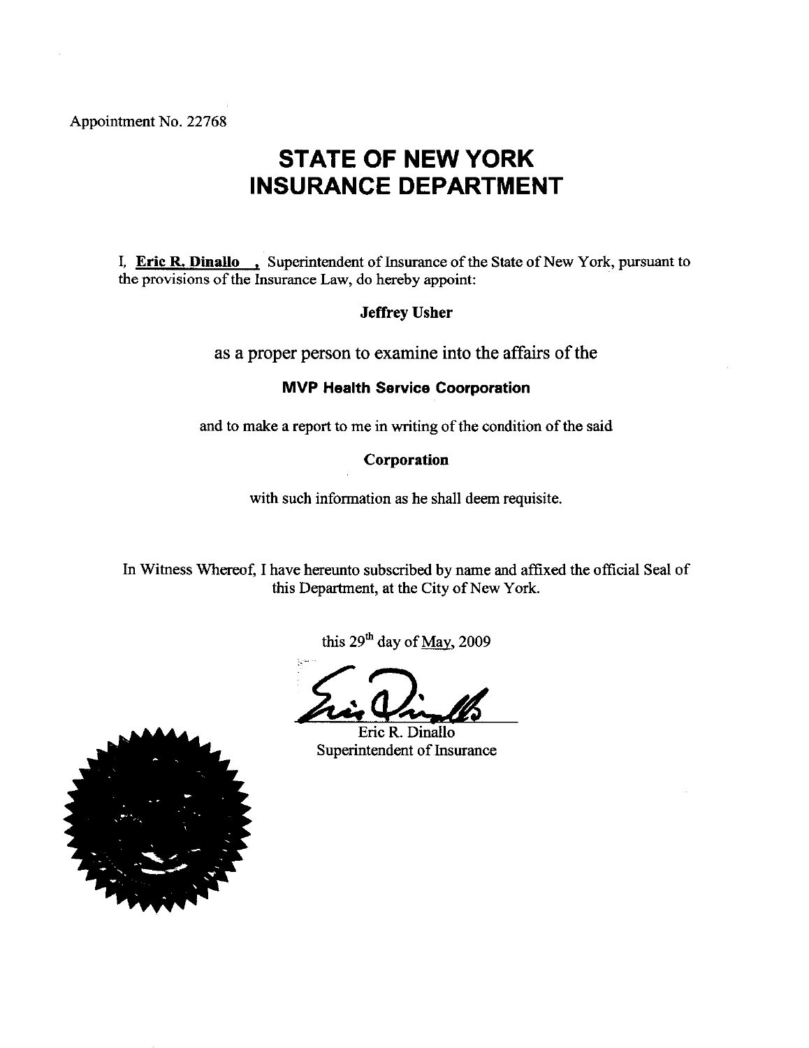Appointment No. 22768

# STATE OF NEW YORK
# INSURANCE DEPARTMENT

I, **Eric R. Dinallo** , Superintendent of Insurance of the State of New York, pursuant to the provisions of the Insurance Law, do hereby appoint:

**Jeffrey Usher**

as a proper person to examine into the affairs of the

**MVP Health Service Coorporation**

and to make a report to me in writing of the condition of the said

**Corporation**

with such information as he shall deem requisite.

In Witness Whereof, I have hereunto subscribed by name and affixed the official Seal of this Department, at the City of New York.

this 29th day of May, 2009

Eric R. Dinallo
Superintendent of Insurance